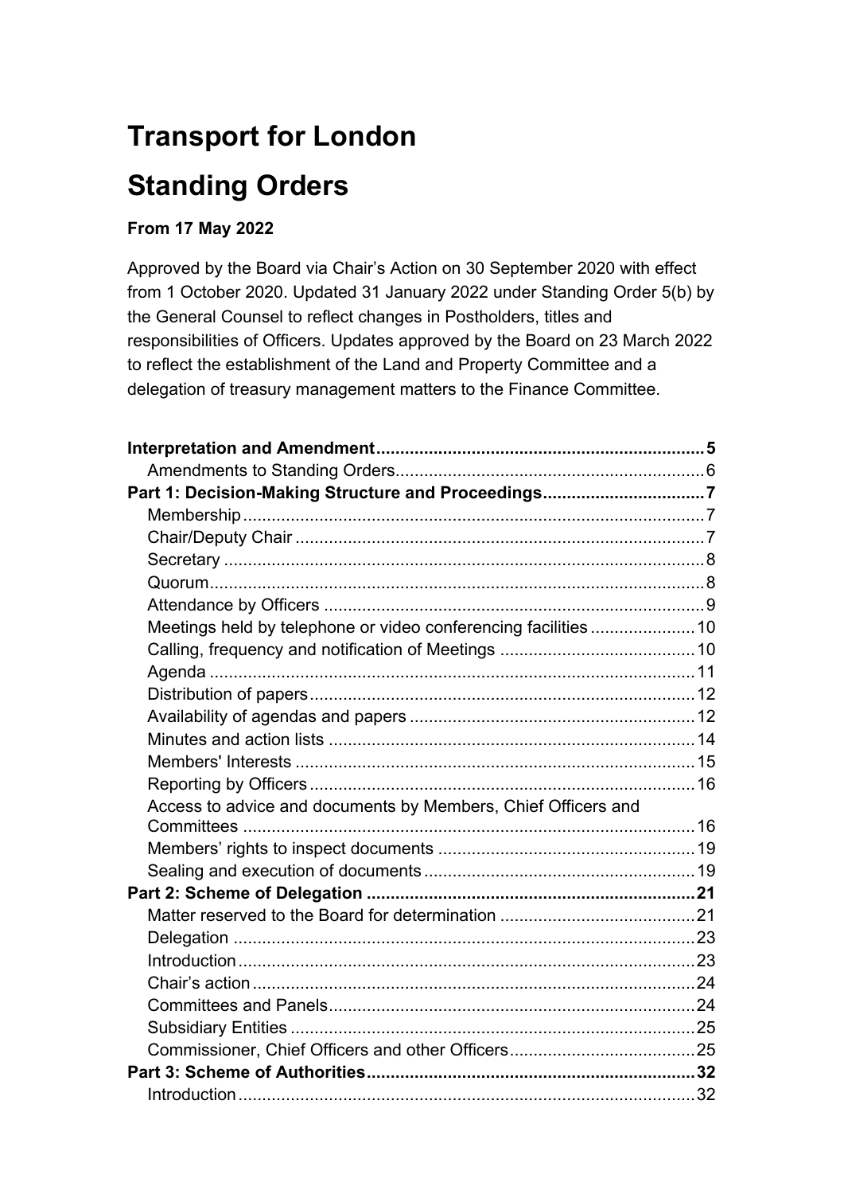# Transport for London

# Standing Orders

**From 17 May 2022**

Approved by the Board via Chair's Action on 30 September 2020 with effect from 1 October 2020. Updated 31 January 2022 under Standing Order 5(b) by the General Counsel to reflect changes in Postholders, titles and responsibilities of Officers. Updates approved by the Board on 23 March 2022 to reflect the establishment of the Land and Property Committee and a delegation of treasury management matters to the Finance Committee.

**Interpretation and Amendment** .......... **5**
- Amendments to Standing Orders .......... 6

**Part 1: Decision-Making Structure and Proceedings** .......... **7**
- Membership .......... 7
- Chair/Deputy Chair .......... 7
- Secretary .......... 8
- Quorum .......... 8
- Attendance by Officers .......... 9
- Meetings held by telephone or video conferencing facilities .......... 10
- Calling, frequency and notification of Meetings .......... 10
- Agenda .......... 11
- Distribution of papers .......... 12
- Availability of agendas and papers .......... 12
- Minutes and action lists .......... 14
- Members' Interests .......... 15
- Reporting by Officers .......... 16
- Access to advice and documents by Members, Chief Officers and Committees .......... 16
- Members' rights to inspect documents .......... 19
- Sealing and execution of documents .......... 19

**Part 2: Scheme of Delegation** .......... **21**
- Matter reserved to the Board for determination .......... 21
- Delegation .......... 23
- Introduction .......... 23
- Chair's action .......... 24
- Committees and Panels .......... 24
- Subsidiary Entities .......... 25
- Commissioner, Chief Officers and other Officers .......... 25

**Part 3: Scheme of Authorities** .......... **32**
- Introduction .......... 32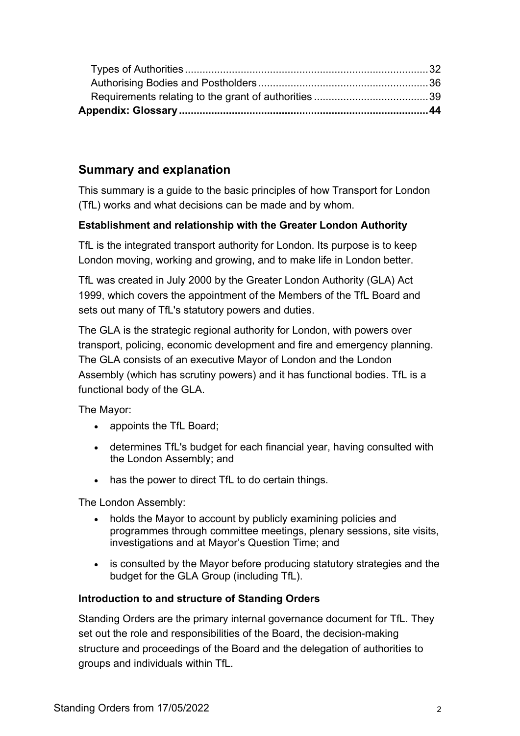Types of Authorities ..... 32
Authorising Bodies and Postholders ..... 36
Requirements relating to the grant of authorities ..... 39
**Appendix: Glossary ..... 44**

## Summary and explanation

This summary is a guide to the basic principles of how Transport for London (TfL) works and what decisions can be made and by whom.

**Establishment and relationship with the Greater London Authority**

TfL is the integrated transport authority for London. Its purpose is to keep London moving, working and growing, and to make life in London better.

TfL was created in July 2000 by the Greater London Authority (GLA) Act 1999, which covers the appointment of the Members of the TfL Board and sets out many of TfL's statutory powers and duties.

The GLA is the strategic regional authority for London, with powers over transport, policing, economic development and fire and emergency planning. The GLA consists of an executive Mayor of London and the London Assembly (which has scrutiny powers) and it has functional bodies. TfL is a functional body of the GLA.

The Mayor:

- appoints the TfL Board;
- determines TfL's budget for each financial year, having consulted with the London Assembly; and
- has the power to direct TfL to do certain things.

The London Assembly:

- holds the Mayor to account by publicly examining policies and programmes through committee meetings, plenary sessions, site visits, investigations and at Mayor's Question Time; and
- is consulted by the Mayor before producing statutory strategies and the budget for the GLA Group (including TfL).

**Introduction to and structure of Standing Orders**

Standing Orders are the primary internal governance document for TfL. They set out the role and responsibilities of the Board, the decision-making structure and proceedings of the Board and the delegation of authorities to groups and individuals within TfL.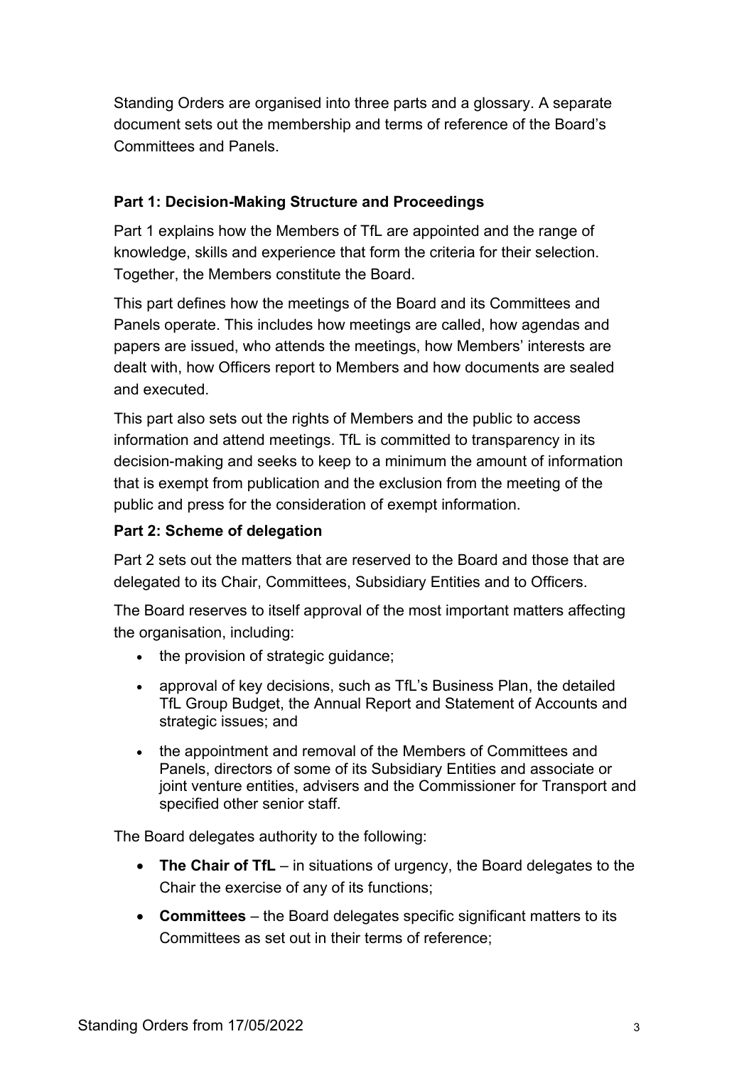Standing Orders are organised into three parts and a glossary. A separate document sets out the membership and terms of reference of the Board's Committees and Panels.

### Part 1: Decision-Making Structure and Proceedings

Part 1 explains how the Members of TfL are appointed and the range of knowledge, skills and experience that form the criteria for their selection. Together, the Members constitute the Board.

This part defines how the meetings of the Board and its Committees and Panels operate. This includes how meetings are called, how agendas and papers are issued, who attends the meetings, how Members' interests are dealt with, how Officers report to Members and how documents are sealed and executed.

This part also sets out the rights of Members and the public to access information and attend meetings. TfL is committed to transparency in its decision-making and seeks to keep to a minimum the amount of information that is exempt from publication and the exclusion from the meeting of the public and press for the consideration of exempt information.

### Part 2: Scheme of delegation

Part 2 sets out the matters that are reserved to the Board and those that are delegated to its Chair, Committees, Subsidiary Entities and to Officers.

The Board reserves to itself approval of the most important matters affecting the organisation, including:

- the provision of strategic guidance;
- approval of key decisions, such as TfL's Business Plan, the detailed TfL Group Budget, the Annual Report and Statement of Accounts and strategic issues; and
- the appointment and removal of the Members of Committees and Panels, directors of some of its Subsidiary Entities and associate or joint venture entities, advisers and the Commissioner for Transport and specified other senior staff.

The Board delegates authority to the following:

- **The Chair of TfL** – in situations of urgency, the Board delegates to the Chair the exercise of any of its functions;
- **Committees** – the Board delegates specific significant matters to its Committees as set out in their terms of reference;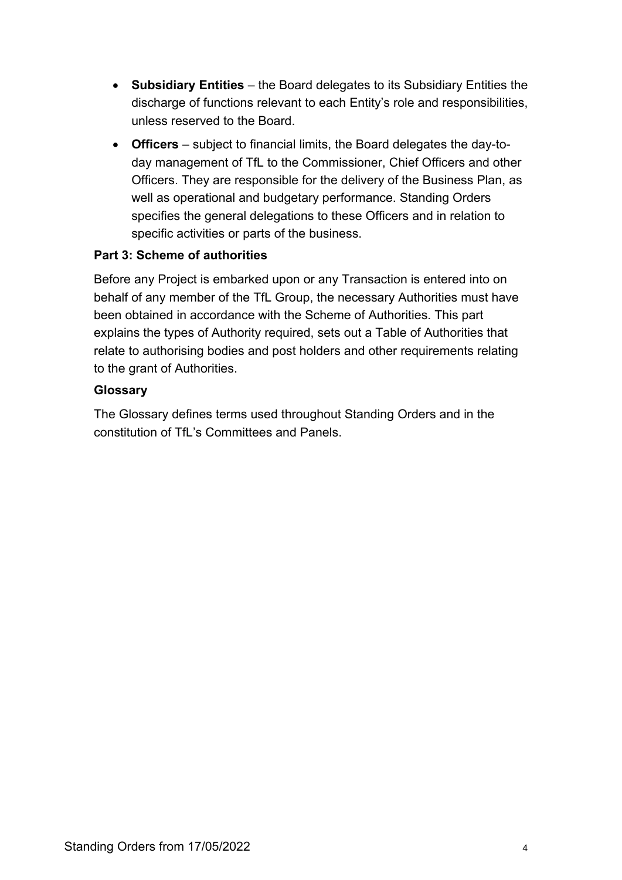- **Subsidiary Entities** – the Board delegates to its Subsidiary Entities the discharge of functions relevant to each Entity's role and responsibilities, unless reserved to the Board.
- **Officers** – subject to financial limits, the Board delegates the day-to-day management of TfL to the Commissioner, Chief Officers and other Officers. They are responsible for the delivery of the Business Plan, as well as operational and budgetary performance. Standing Orders specifies the general delegations to these Officers and in relation to specific activities or parts of the business.

**Part 3: Scheme of authorities**

Before any Project is embarked upon or any Transaction is entered into on behalf of any member of the TfL Group, the necessary Authorities must have been obtained in accordance with the Scheme of Authorities. This part explains the types of Authority required, sets out a Table of Authorities that relate to authorising bodies and post holders and other requirements relating to the grant of Authorities.

**Glossary**

The Glossary defines terms used throughout Standing Orders and in the constitution of TfL's Committees and Panels.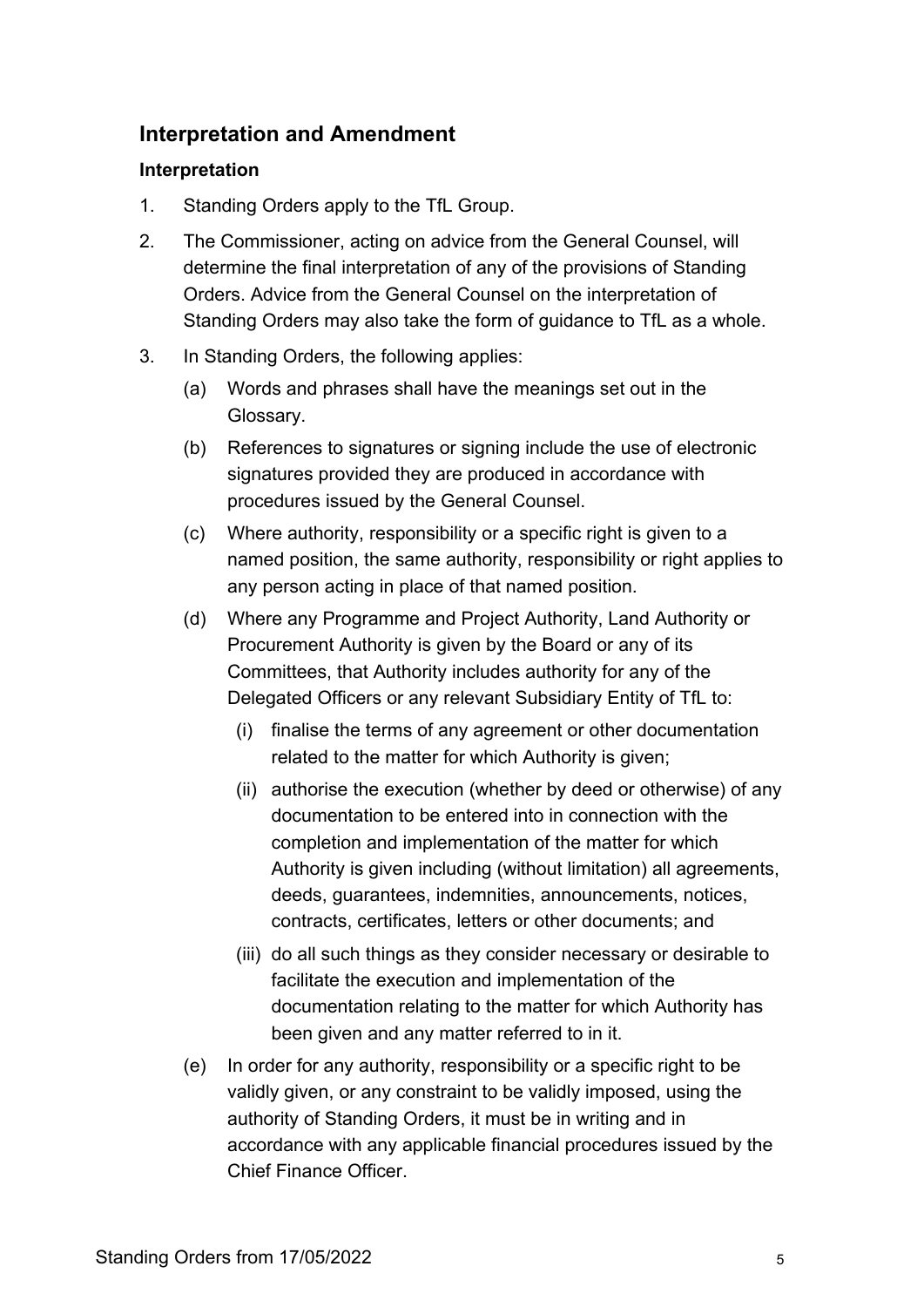## Interpretation and Amendment

### Interpretation

1. Standing Orders apply to the TfL Group.

2. The Commissioner, acting on advice from the General Counsel, will determine the final interpretation of any of the provisions of Standing Orders. Advice from the General Counsel on the interpretation of Standing Orders may also take the form of guidance to TfL as a whole.

3. In Standing Orders, the following applies:

   (a) Words and phrases shall have the meanings set out in the Glossary.

   (b) References to signatures or signing include the use of electronic signatures provided they are produced in accordance with procedures issued by the General Counsel.

   (c) Where authority, responsibility or a specific right is given to a named position, the same authority, responsibility or right applies to any person acting in place of that named position.

   (d) Where any Programme and Project Authority, Land Authority or Procurement Authority is given by the Board or any of its Committees, that Authority includes authority for any of the Delegated Officers or any relevant Subsidiary Entity of TfL to:

      (i) finalise the terms of any agreement or other documentation related to the matter for which Authority is given;

      (ii) authorise the execution (whether by deed or otherwise) of any documentation to be entered into in connection with the completion and implementation of the matter for which Authority is given including (without limitation) all agreements, deeds, guarantees, indemnities, announcements, notices, contracts, certificates, letters or other documents; and

      (iii) do all such things as they consider necessary or desirable to facilitate the execution and implementation of the documentation relating to the matter for which Authority has been given and any matter referred to in it.

   (e) In order for any authority, responsibility or a specific right to be validly given, or any constraint to be validly imposed, using the authority of Standing Orders, it must be in writing and in accordance with any applicable financial procedures issued by the Chief Finance Officer.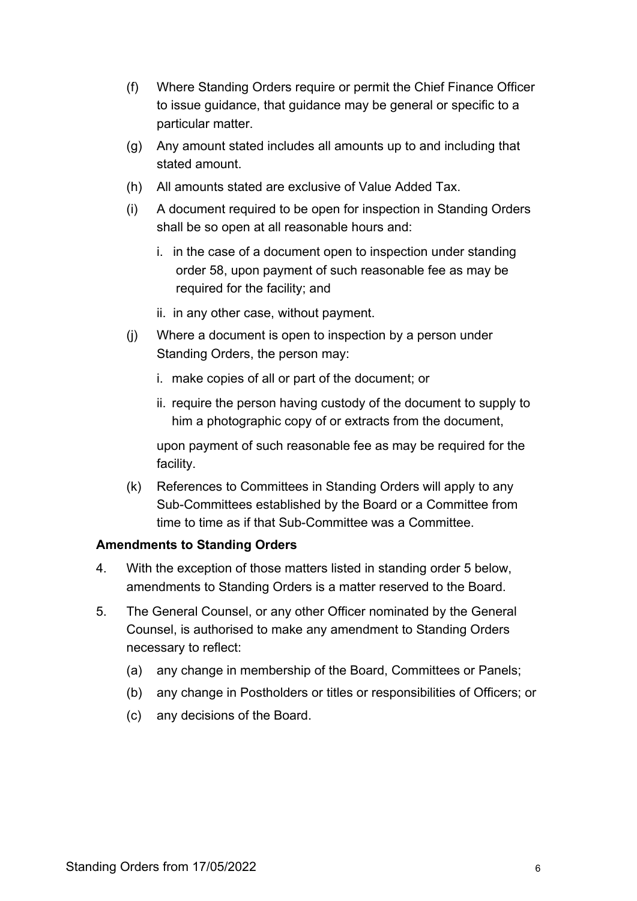(f) Where Standing Orders require or permit the Chief Finance Officer to issue guidance, that guidance may be general or specific to a particular matter.

(g) Any amount stated includes all amounts up to and including that stated amount.

(h) All amounts stated are exclusive of Value Added Tax.

(i) A document required to be open for inspection in Standing Orders shall be so open at all reasonable hours and:

   i. in the case of a document open to inspection under standing order 58, upon payment of such reasonable fee as may be required for the facility; and

   ii. in any other case, without payment.

(j) Where a document is open to inspection by a person under Standing Orders, the person may:

   i. make copies of all or part of the document; or

   ii. require the person having custody of the document to supply to him a photographic copy of or extracts from the document,

   upon payment of such reasonable fee as may be required for the facility.

(k) References to Committees in Standing Orders will apply to any Sub-Committees established by the Board or a Committee from time to time as if that Sub-Committee was a Committee.

**Amendments to Standing Orders**

4. With the exception of those matters listed in standing order 5 below, amendments to Standing Orders is a matter reserved to the Board.

5. The General Counsel, or any other Officer nominated by the General Counsel, is authorised to make any amendment to Standing Orders necessary to reflect:

   (a) any change in membership of the Board, Committees or Panels;

   (b) any change in Postholders or titles or responsibilities of Officers; or

   (c) any decisions of the Board.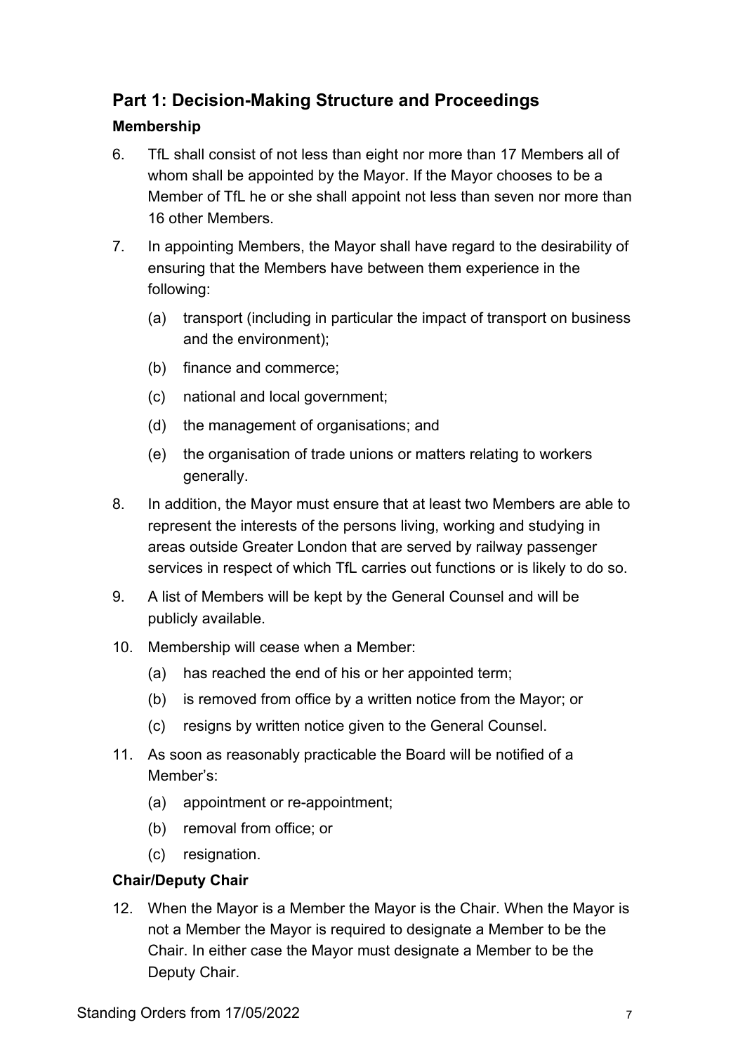## Part 1: Decision-Making Structure and Proceedings

### Membership

6. TfL shall consist of not less than eight nor more than 17 Members all of whom shall be appointed by the Mayor. If the Mayor chooses to be a Member of TfL he or she shall appoint not less than seven nor more than 16 other Members.

7. In appointing Members, the Mayor shall have regard to the desirability of ensuring that the Members have between them experience in the following:

   (a) transport (including in particular the impact of transport on business and the environment);

   (b) finance and commerce;

   (c) national and local government;

   (d) the management of organisations; and

   (e) the organisation of trade unions or matters relating to workers generally.

8. In addition, the Mayor must ensure that at least two Members are able to represent the interests of the persons living, working and studying in areas outside Greater London that are served by railway passenger services in respect of which TfL carries out functions or is likely to do so.

9. A list of Members will be kept by the General Counsel and will be publicly available.

10. Membership will cease when a Member:

    (a) has reached the end of his or her appointed term;

    (b) is removed from office by a written notice from the Mayor; or

    (c) resigns by written notice given to the General Counsel.

11. As soon as reasonably practicable the Board will be notified of a Member's:

    (a) appointment or re-appointment;

    (b) removal from office; or

    (c) resignation.

### Chair/Deputy Chair

12. When the Mayor is a Member the Mayor is the Chair. When the Mayor is not a Member the Mayor is required to designate a Member to be the Chair. In either case the Mayor must designate a Member to be the Deputy Chair.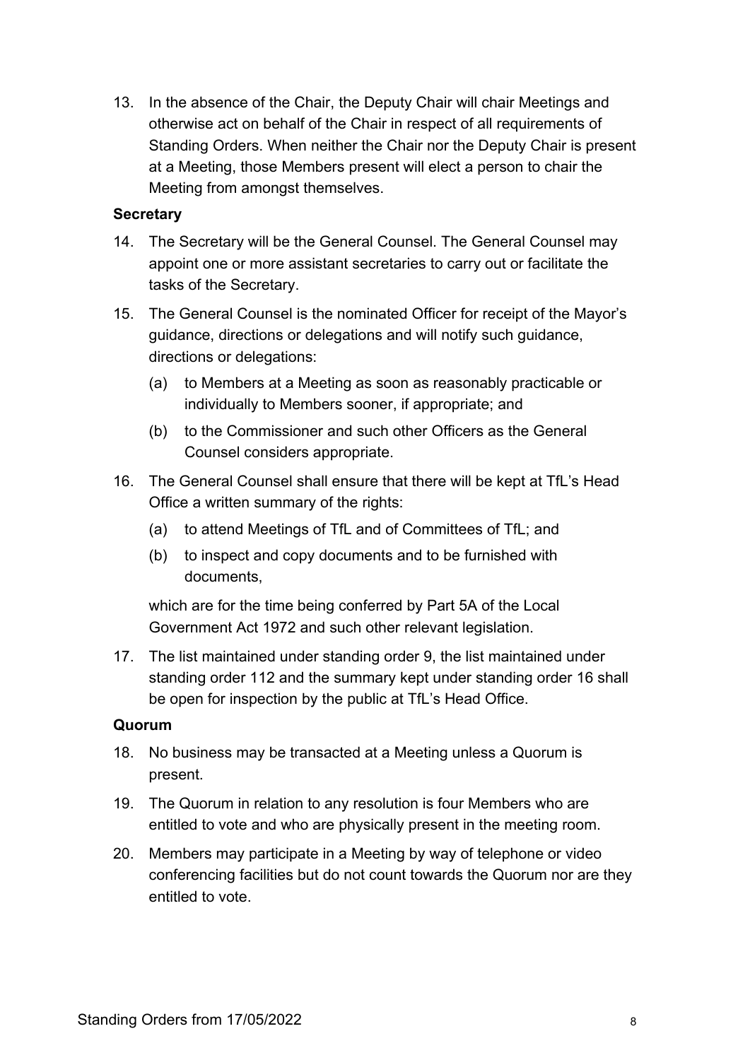13. In the absence of the Chair, the Deputy Chair will chair Meetings and otherwise act on behalf of the Chair in respect of all requirements of Standing Orders. When neither the Chair nor the Deputy Chair is present at a Meeting, those Members present will elect a person to chair the Meeting from amongst themselves.

**Secretary**

14. The Secretary will be the General Counsel. The General Counsel may appoint one or more assistant secretaries to carry out or facilitate the tasks of the Secretary.

15. The General Counsel is the nominated Officer for receipt of the Mayor's guidance, directions or delegations and will notify such guidance, directions or delegations:

    (a) to Members at a Meeting as soon as reasonably practicable or individually to Members sooner, if appropriate; and

    (b) to the Commissioner and such other Officers as the General Counsel considers appropriate.

16. The General Counsel shall ensure that there will be kept at TfL's Head Office a written summary of the rights:

    (a) to attend Meetings of TfL and of Committees of TfL; and

    (b) to inspect and copy documents and to be furnished with documents,

    which are for the time being conferred by Part 5A of the Local Government Act 1972 and such other relevant legislation.

17. The list maintained under standing order 9, the list maintained under standing order 112 and the summary kept under standing order 16 shall be open for inspection by the public at TfL's Head Office.

**Quorum**

18. No business may be transacted at a Meeting unless a Quorum is present.

19. The Quorum in relation to any resolution is four Members who are entitled to vote and who are physically present in the meeting room.

20. Members may participate in a Meeting by way of telephone or video conferencing facilities but do not count towards the Quorum nor are they entitled to vote.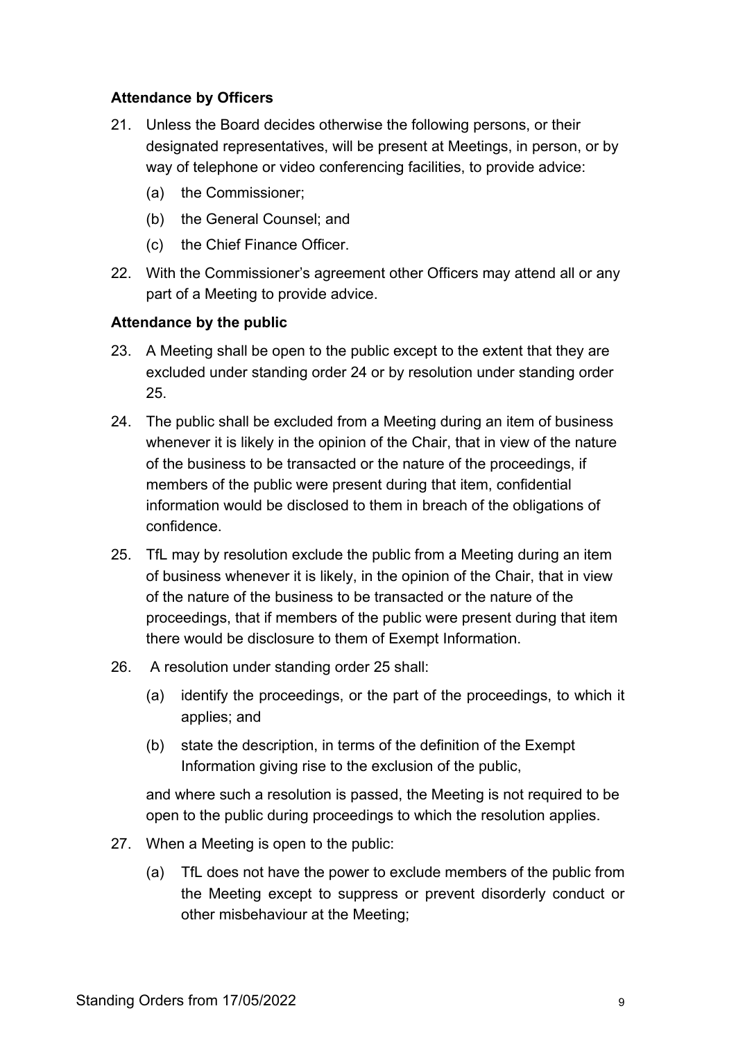**Attendance by Officers**

21. Unless the Board decides otherwise the following persons, or their designated representatives, will be present at Meetings, in person, or by way of telephone or video conferencing facilities, to provide advice:

    (a) the Commissioner;

    (b) the General Counsel; and

    (c) the Chief Finance Officer.

22. With the Commissioner's agreement other Officers may attend all or any part of a Meeting to provide advice.

**Attendance by the public**

23. A Meeting shall be open to the public except to the extent that they are excluded under standing order 24 or by resolution under standing order 25.

24. The public shall be excluded from a Meeting during an item of business whenever it is likely in the opinion of the Chair, that in view of the nature of the business to be transacted or the nature of the proceedings, if members of the public were present during that item, confidential information would be disclosed to them in breach of the obligations of confidence.

25. TfL may by resolution exclude the public from a Meeting during an item of business whenever it is likely, in the opinion of the Chair, that in view of the nature of the business to be transacted or the nature of the proceedings, that if members of the public were present during that item there would be disclosure to them of Exempt Information.

26. A resolution under standing order 25 shall:

    (a) identify the proceedings, or the part of the proceedings, to which it applies; and

    (b) state the description, in terms of the definition of the Exempt Information giving rise to the exclusion of the public,

    and where such a resolution is passed, the Meeting is not required to be open to the public during proceedings to which the resolution applies.

27. When a Meeting is open to the public:

    (a) TfL does not have the power to exclude members of the public from the Meeting except to suppress or prevent disorderly conduct or other misbehaviour at the Meeting;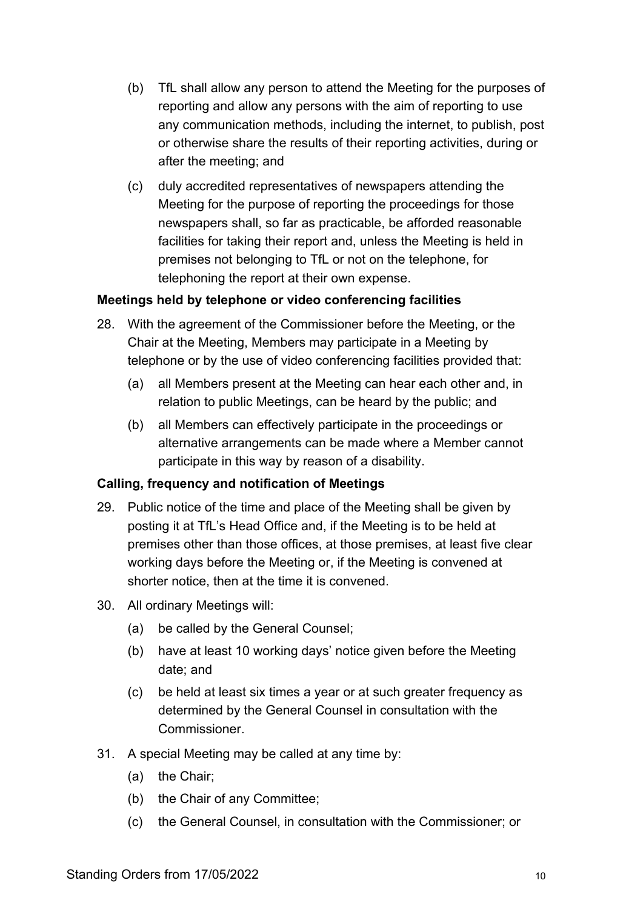(b) TfL shall allow any person to attend the Meeting for the purposes of reporting and allow any persons with the aim of reporting to use any communication methods, including the internet, to publish, post or otherwise share the results of their reporting activities, during or after the meeting; and

(c) duly accredited representatives of newspapers attending the Meeting for the purpose of reporting the proceedings for those newspapers shall, so far as practicable, be afforded reasonable facilities for taking their report and, unless the Meeting is held in premises not belonging to TfL or not on the telephone, for telephoning the report at their own expense.

**Meetings held by telephone or video conferencing facilities**

28. With the agreement of the Commissioner before the Meeting, or the Chair at the Meeting, Members may participate in a Meeting by telephone or by the use of video conferencing facilities provided that:

    (a) all Members present at the Meeting can hear each other and, in relation to public Meetings, can be heard by the public; and

    (b) all Members can effectively participate in the proceedings or alternative arrangements can be made where a Member cannot participate in this way by reason of a disability.

**Calling, frequency and notification of Meetings**

29. Public notice of the time and place of the Meeting shall be given by posting it at TfL's Head Office and, if the Meeting is to be held at premises other than those offices, at those premises, at least five clear working days before the Meeting or, if the Meeting is convened at shorter notice, then at the time it is convened.

30. All ordinary Meetings will:

    (a) be called by the General Counsel;

    (b) have at least 10 working days' notice given before the Meeting date; and

    (c) be held at least six times a year or at such greater frequency as determined by the General Counsel in consultation with the Commissioner.

31. A special Meeting may be called at any time by:

    (a) the Chair;

    (b) the Chair of any Committee;

    (c) the General Counsel, in consultation with the Commissioner; or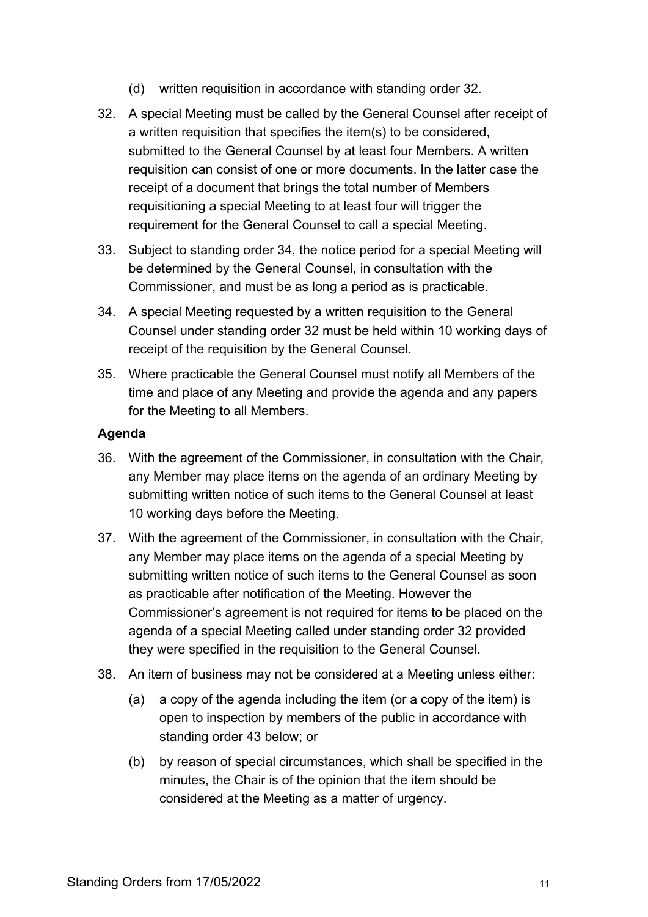(d) written requisition in accordance with standing order 32.

32. A special Meeting must be called by the General Counsel after receipt of a written requisition that specifies the item(s) to be considered, submitted to the General Counsel by at least four Members. A written requisition can consist of one or more documents. In the latter case the receipt of a document that brings the total number of Members requisitioning a special Meeting to at least four will trigger the requirement for the General Counsel to call a special Meeting.

33. Subject to standing order 34, the notice period for a special Meeting will be determined by the General Counsel, in consultation with the Commissioner, and must be as long a period as is practicable.

34. A special Meeting requested by a written requisition to the General Counsel under standing order 32 must be held within 10 working days of receipt of the requisition by the General Counsel.

35. Where practicable the General Counsel must notify all Members of the time and place of any Meeting and provide the agenda and any papers for the Meeting to all Members.

**Agenda**

36. With the agreement of the Commissioner, in consultation with the Chair, any Member may place items on the agenda of an ordinary Meeting by submitting written notice of such items to the General Counsel at least 10 working days before the Meeting.

37. With the agreement of the Commissioner, in consultation with the Chair, any Member may place items on the agenda of a special Meeting by submitting written notice of such items to the General Counsel as soon as practicable after notification of the Meeting. However the Commissioner's agreement is not required for items to be placed on the agenda of a special Meeting called under standing order 32 provided they were specified in the requisition to the General Counsel.

38. An item of business may not be considered at a Meeting unless either:

    (a) a copy of the agenda including the item (or a copy of the item) is open to inspection by members of the public in accordance with standing order 43 below; or

    (b) by reason of special circumstances, which shall be specified in the minutes, the Chair is of the opinion that the item should be considered at the Meeting as a matter of urgency.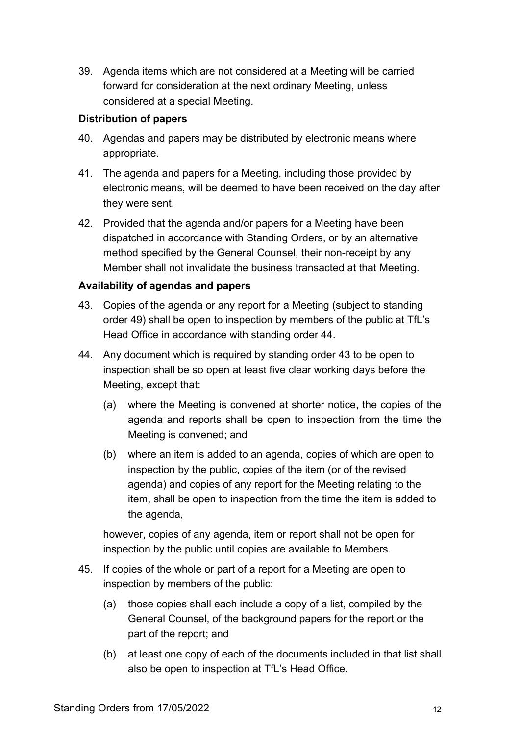39. Agenda items which are not considered at a Meeting will be carried forward for consideration at the next ordinary Meeting, unless considered at a special Meeting.

**Distribution of papers**

40. Agendas and papers may be distributed by electronic means where appropriate.

41. The agenda and papers for a Meeting, including those provided by electronic means, will be deemed to have been received on the day after they were sent.

42. Provided that the agenda and/or papers for a Meeting have been dispatched in accordance with Standing Orders, or by an alternative method specified by the General Counsel, their non-receipt by any Member shall not invalidate the business transacted at that Meeting.

**Availability of agendas and papers**

43. Copies of the agenda or any report for a Meeting (subject to standing order 49) shall be open to inspection by members of the public at TfL's Head Office in accordance with standing order 44.

44. Any document which is required by standing order 43 to be open to inspection shall be so open at least five clear working days before the Meeting, except that:

    (a) where the Meeting is convened at shorter notice, the copies of the agenda and reports shall be open to inspection from the time the Meeting is convened; and

    (b) where an item is added to an agenda, copies of which are open to inspection by the public, copies of the item (or of the revised agenda) and copies of any report for the Meeting relating to the item, shall be open to inspection from the time the item is added to the agenda,

    however, copies of any agenda, item or report shall not be open for inspection by the public until copies are available to Members.

45. If copies of the whole or part of a report for a Meeting are open to inspection by members of the public:

    (a) those copies shall each include a copy of a list, compiled by the General Counsel, of the background papers for the report or the part of the report; and

    (b) at least one copy of each of the documents included in that list shall also be open to inspection at TfL's Head Office.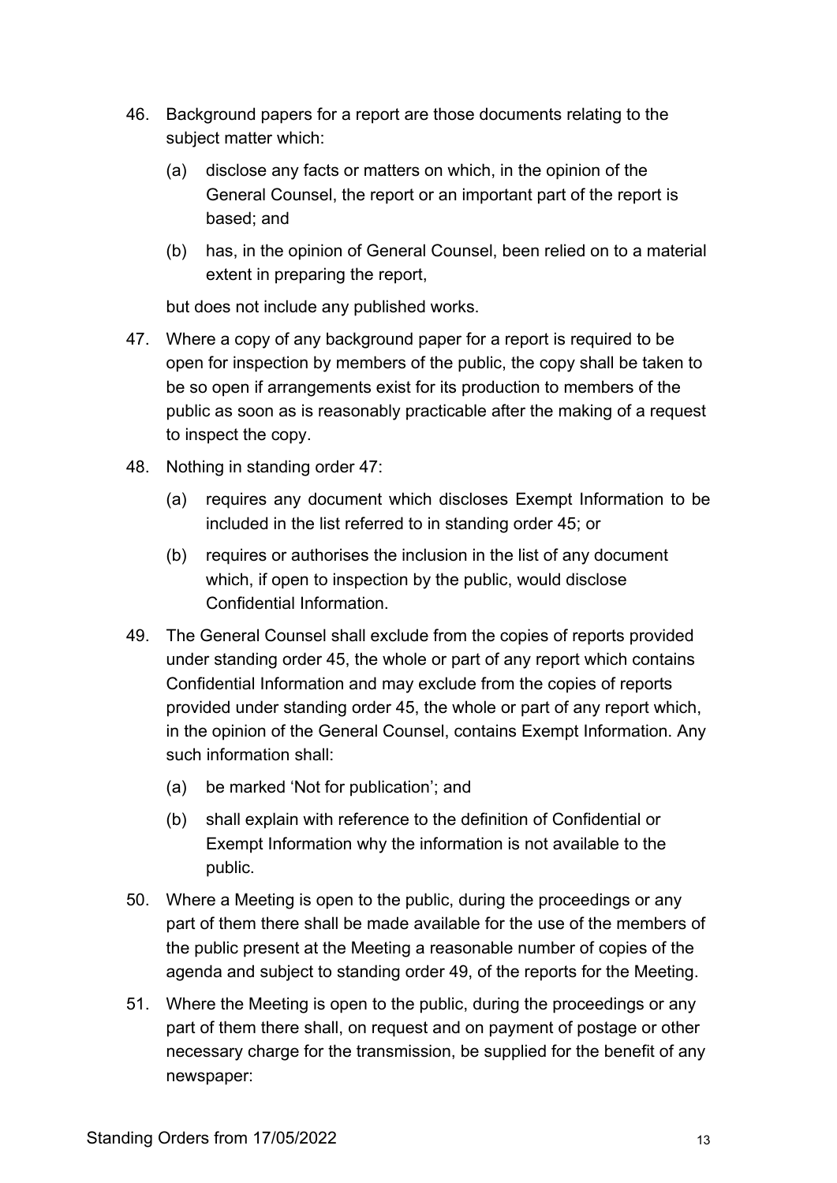46. Background papers for a report are those documents relating to the subject matter which:

    (a) disclose any facts or matters on which, in the opinion of the General Counsel, the report or an important part of the report is based; and

    (b) has, in the opinion of General Counsel, been relied on to a material extent in preparing the report,

    but does not include any published works.

47. Where a copy of any background paper for a report is required to be open for inspection by members of the public, the copy shall be taken to be so open if arrangements exist for its production to members of the public as soon as is reasonably practicable after the making of a request to inspect the copy.

48. Nothing in standing order 47:

    (a) requires any document which discloses Exempt Information to be included in the list referred to in standing order 45; or

    (b) requires or authorises the inclusion in the list of any document which, if open to inspection by the public, would disclose Confidential Information.

49. The General Counsel shall exclude from the copies of reports provided under standing order 45, the whole or part of any report which contains Confidential Information and may exclude from the copies of reports provided under standing order 45, the whole or part of any report which, in the opinion of the General Counsel, contains Exempt Information. Any such information shall:

    (a) be marked 'Not for publication'; and

    (b) shall explain with reference to the definition of Confidential or Exempt Information why the information is not available to the public.

50. Where a Meeting is open to the public, during the proceedings or any part of them there shall be made available for the use of the members of the public present at the Meeting a reasonable number of copies of the agenda and subject to standing order 49, of the reports for the Meeting.

51. Where the Meeting is open to the public, during the proceedings or any part of them there shall, on request and on payment of postage or other necessary charge for the transmission, be supplied for the benefit of any newspaper: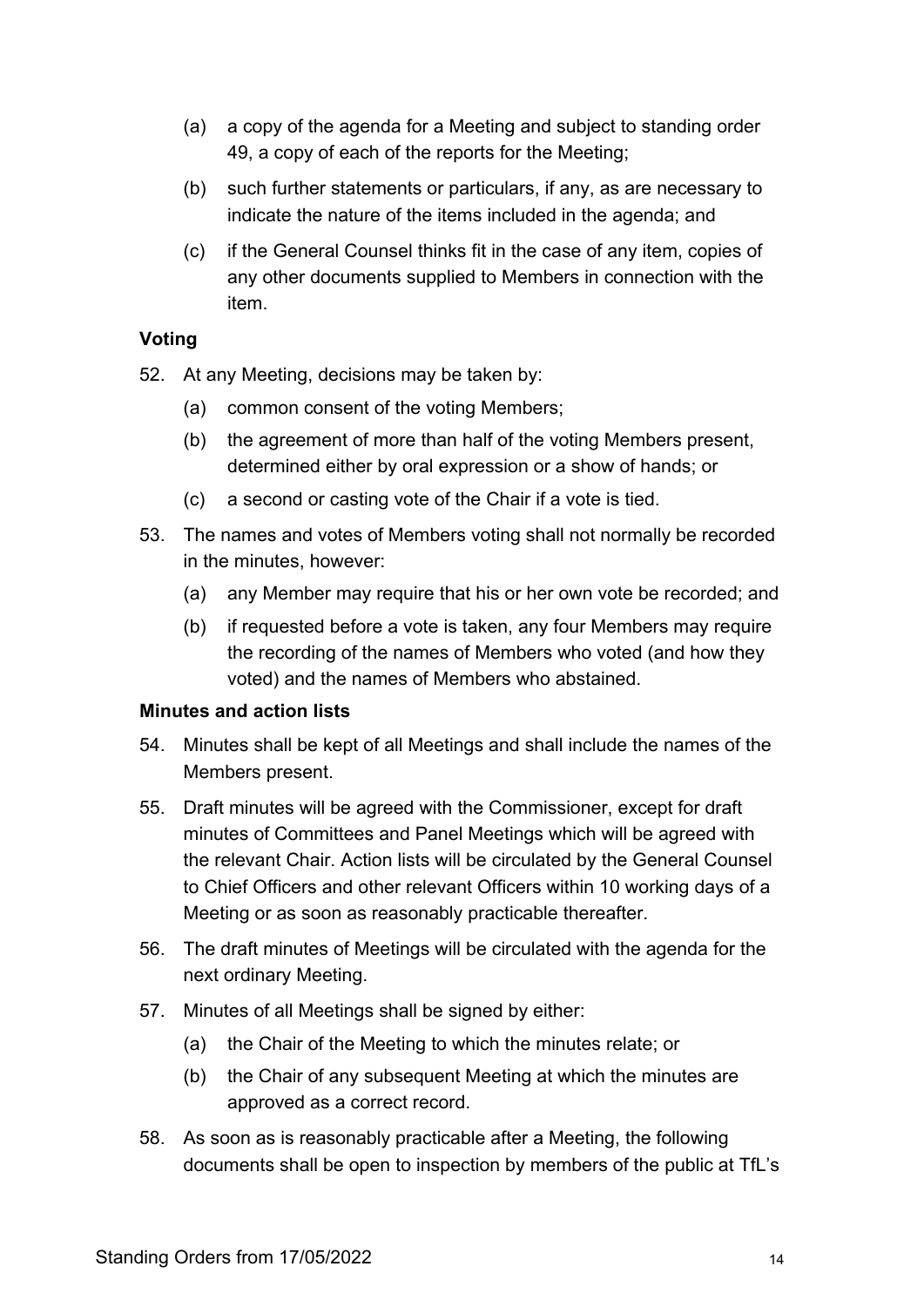(a) a copy of the agenda for a Meeting and subject to standing order 49, a copy of each of the reports for the Meeting;

(b) such further statements or particulars, if any, as are necessary to indicate the nature of the items included in the agenda; and

(c) if the General Counsel thinks fit in the case of any item, copies of any other documents supplied to Members in connection with the item.

**Voting**

52. At any Meeting, decisions may be taken by:

    (a) common consent of the voting Members;

    (b) the agreement of more than half of the voting Members present, determined either by oral expression or a show of hands; or

    (c) a second or casting vote of the Chair if a vote is tied.

53. The names and votes of Members voting shall not normally be recorded in the minutes, however:

    (a) any Member may require that his or her own vote be recorded; and

    (b) if requested before a vote is taken, any four Members may require the recording of the names of Members who voted (and how they voted) and the names of Members who abstained.

**Minutes and action lists**

54. Minutes shall be kept of all Meetings and shall include the names of the Members present.

55. Draft minutes will be agreed with the Commissioner, except for draft minutes of Committees and Panel Meetings which will be agreed with the relevant Chair. Action lists will be circulated by the General Counsel to Chief Officers and other relevant Officers within 10 working days of a Meeting or as soon as reasonably practicable thereafter.

56. The draft minutes of Meetings will be circulated with the agenda for the next ordinary Meeting.

57. Minutes of all Meetings shall be signed by either:

    (a) the Chair of the Meeting to which the minutes relate; or

    (b) the Chair of any subsequent Meeting at which the minutes are approved as a correct record.

58. As soon as is reasonably practicable after a Meeting, the following documents shall be open to inspection by members of the public at TfL's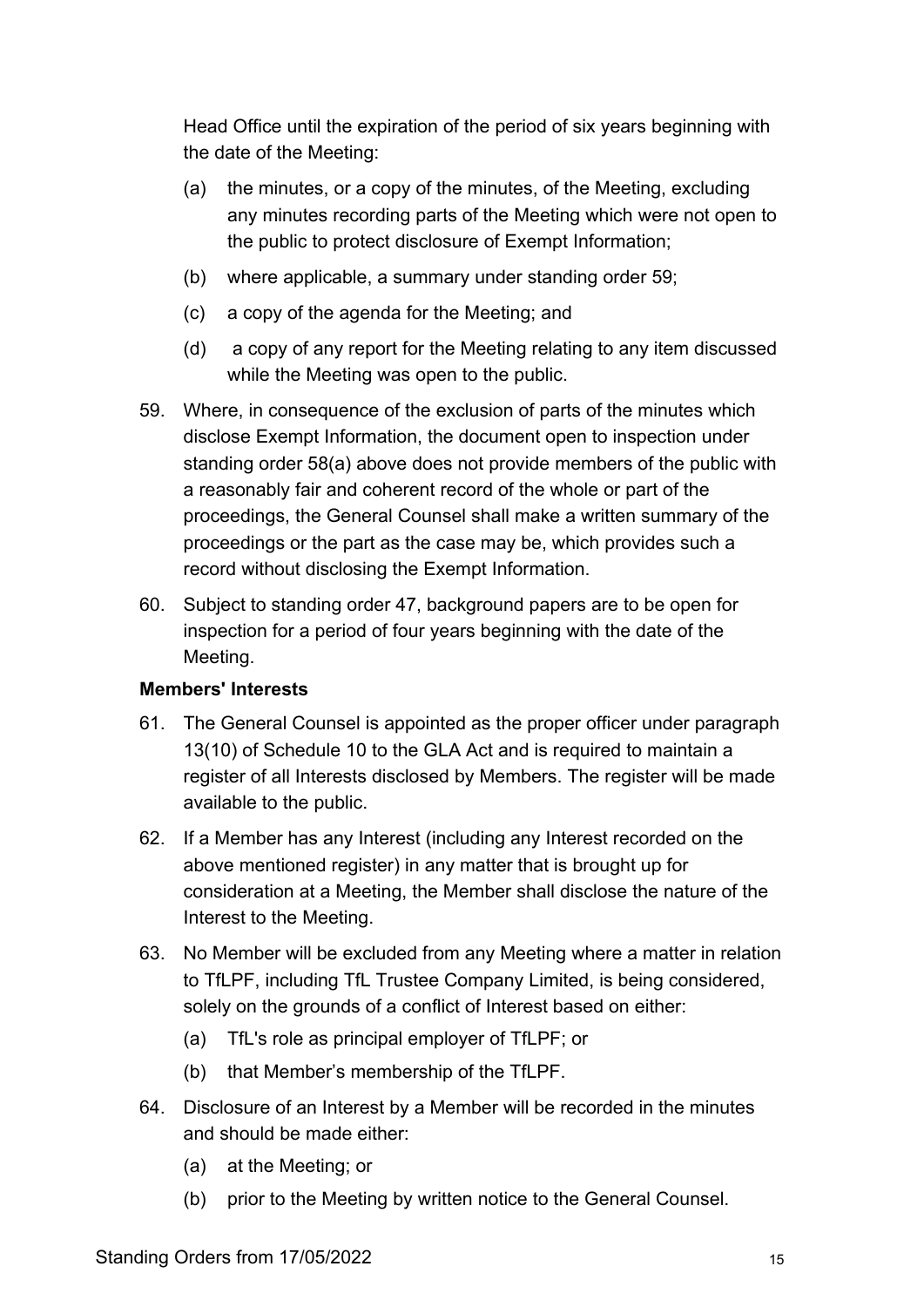Head Office until the expiration of the period of six years beginning with the date of the Meeting:

(a) the minutes, or a copy of the minutes, of the Meeting, excluding any minutes recording parts of the Meeting which were not open to the public to protect disclosure of Exempt Information;

(b) where applicable, a summary under standing order 59;

(c) a copy of the agenda for the Meeting; and

(d) a copy of any report for the Meeting relating to any item discussed while the Meeting was open to the public.

59. Where, in consequence of the exclusion of parts of the minutes which disclose Exempt Information, the document open to inspection under standing order 58(a) above does not provide members of the public with a reasonably fair and coherent record of the whole or part of the proceedings, the General Counsel shall make a written summary of the proceedings or the part as the case may be, which provides such a record without disclosing the Exempt Information.

60. Subject to standing order 47, background papers are to be open for inspection for a period of four years beginning with the date of the Meeting.

**Members' Interests**

61. The General Counsel is appointed as the proper officer under paragraph 13(10) of Schedule 10 to the GLA Act and is required to maintain a register of all Interests disclosed by Members. The register will be made available to the public.

62. If a Member has any Interest (including any Interest recorded on the above mentioned register) in any matter that is brought up for consideration at a Meeting, the Member shall disclose the nature of the Interest to the Meeting.

63. No Member will be excluded from any Meeting where a matter in relation to TfLPF, including TfL Trustee Company Limited, is being considered, solely on the grounds of a conflict of Interest based on either:

(a) TfL's role as principal employer of TfLPF; or

(b) that Member's membership of the TfLPF.

64. Disclosure of an Interest by a Member will be recorded in the minutes and should be made either:

(a) at the Meeting; or

(b) prior to the Meeting by written notice to the General Counsel.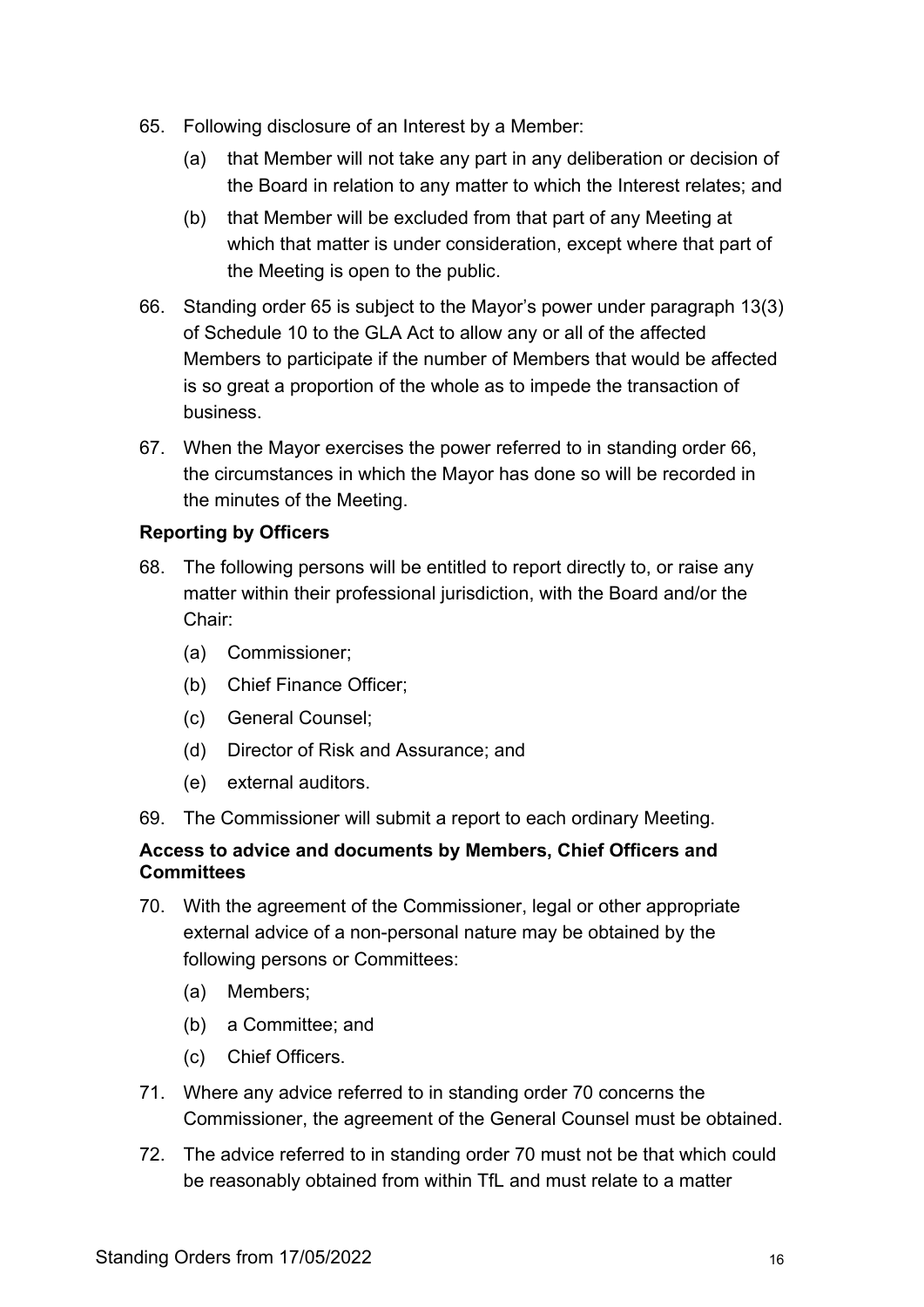65. Following disclosure of an Interest by a Member:

    (a) that Member will not take any part in any deliberation or decision of the Board in relation to any matter to which the Interest relates; and

    (b) that Member will be excluded from that part of any Meeting at which that matter is under consideration, except where that part of the Meeting is open to the public.

66. Standing order 65 is subject to the Mayor's power under paragraph 13(3) of Schedule 10 to the GLA Act to allow any or all of the affected Members to participate if the number of Members that would be affected is so great a proportion of the whole as to impede the transaction of business.

67. When the Mayor exercises the power referred to in standing order 66, the circumstances in which the Mayor has done so will be recorded in the minutes of the Meeting.

**Reporting by Officers**

68. The following persons will be entitled to report directly to, or raise any matter within their professional jurisdiction, with the Board and/or the Chair:

    (a) Commissioner;

    (b) Chief Finance Officer;

    (c) General Counsel;

    (d) Director of Risk and Assurance; and

    (e) external auditors.

69. The Commissioner will submit a report to each ordinary Meeting.

**Access to advice and documents by Members, Chief Officers and Committees**

70. With the agreement of the Commissioner, legal or other appropriate external advice of a non-personal nature may be obtained by the following persons or Committees:

    (a) Members;

    (b) a Committee; and

    (c) Chief Officers.

71. Where any advice referred to in standing order 70 concerns the Commissioner, the agreement of the General Counsel must be obtained.

72. The advice referred to in standing order 70 must not be that which could be reasonably obtained from within TfL and must relate to a matter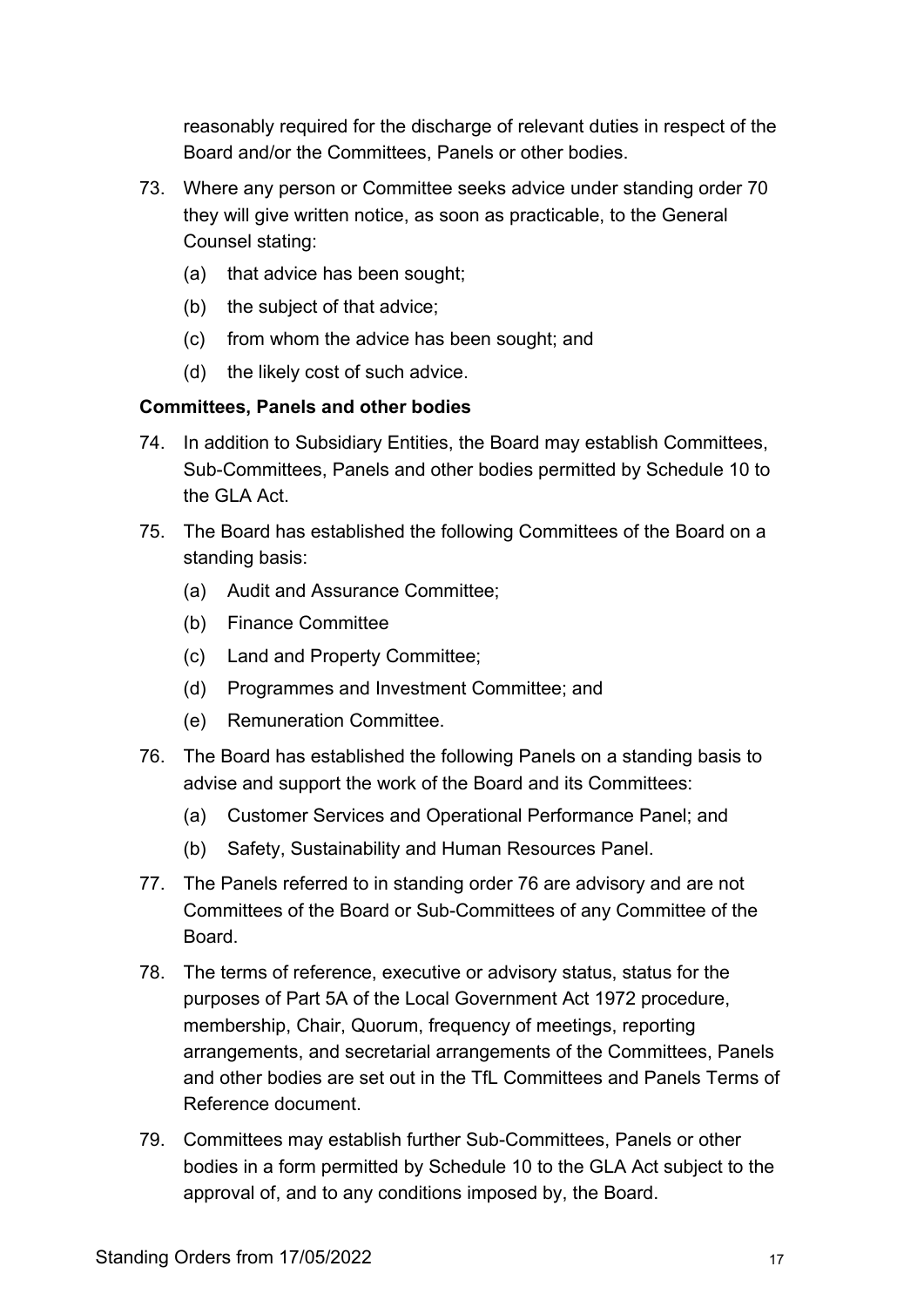reasonably required for the discharge of relevant duties in respect of the Board and/or the Committees, Panels or other bodies.

73. Where any person or Committee seeks advice under standing order 70 they will give written notice, as soon as practicable, to the General Counsel stating:
    (a) that advice has been sought;
    (b) the subject of that advice;
    (c) from whom the advice has been sought; and
    (d) the likely cost of such advice.

**Committees, Panels and other bodies**

74. In addition to Subsidiary Entities, the Board may establish Committees, Sub-Committees, Panels and other bodies permitted by Schedule 10 to the GLA Act.

75. The Board has established the following Committees of the Board on a standing basis:
    (a) Audit and Assurance Committee;
    (b) Finance Committee
    (c) Land and Property Committee;
    (d) Programmes and Investment Committee; and
    (e) Remuneration Committee.

76. The Board has established the following Panels on a standing basis to advise and support the work of the Board and its Committees:
    (a) Customer Services and Operational Performance Panel; and
    (b) Safety, Sustainability and Human Resources Panel.

77. The Panels referred to in standing order 76 are advisory and are not Committees of the Board or Sub-Committees of any Committee of the Board.

78. The terms of reference, executive or advisory status, status for the purposes of Part 5A of the Local Government Act 1972 procedure, membership, Chair, Quorum, frequency of meetings, reporting arrangements, and secretarial arrangements of the Committees, Panels and other bodies are set out in the TfL Committees and Panels Terms of Reference document.

79. Committees may establish further Sub-Committees, Panels or other bodies in a form permitted by Schedule 10 to the GLA Act subject to the approval of, and to any conditions imposed by, the Board.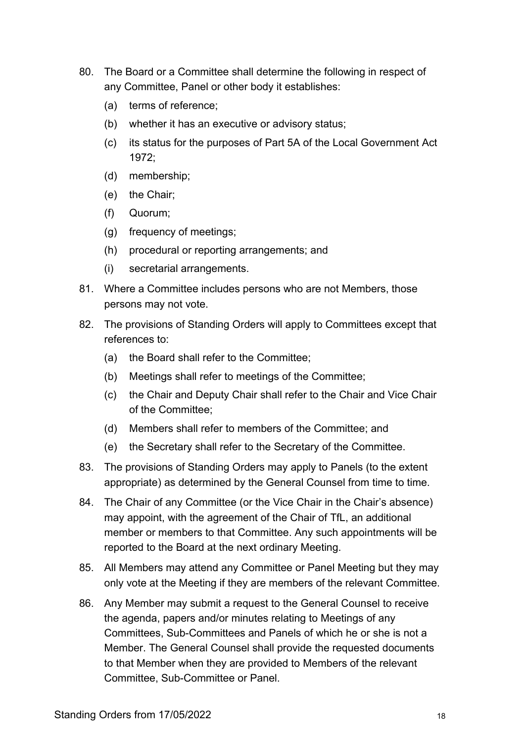80. The Board or a Committee shall determine the following in respect of any Committee, Panel or other body it establishes:
    (a) terms of reference;
    (b) whether it has an executive or advisory status;
    (c) its status for the purposes of Part 5A of the Local Government Act 1972;
    (d) membership;
    (e) the Chair;
    (f) Quorum;
    (g) frequency of meetings;
    (h) procedural or reporting arrangements; and
    (i) secretarial arrangements.

81. Where a Committee includes persons who are not Members, those persons may not vote.

82. The provisions of Standing Orders will apply to Committees except that references to:
    (a) the Board shall refer to the Committee;
    (b) Meetings shall refer to meetings of the Committee;
    (c) the Chair and Deputy Chair shall refer to the Chair and Vice Chair of the Committee;
    (d) Members shall refer to members of the Committee; and
    (e) the Secretary shall refer to the Secretary of the Committee.

83. The provisions of Standing Orders may apply to Panels (to the extent appropriate) as determined by the General Counsel from time to time.

84. The Chair of any Committee (or the Vice Chair in the Chair's absence) may appoint, with the agreement of the Chair of TfL, an additional member or members to that Committee. Any such appointments will be reported to the Board at the next ordinary Meeting.

85. All Members may attend any Committee or Panel Meeting but they may only vote at the Meeting if they are members of the relevant Committee.

86. Any Member may submit a request to the General Counsel to receive the agenda, papers and/or minutes relating to Meetings of any Committees, Sub-Committees and Panels of which he or she is not a Member. The General Counsel shall provide the requested documents to that Member when they are provided to Members of the relevant Committee, Sub-Committee or Panel.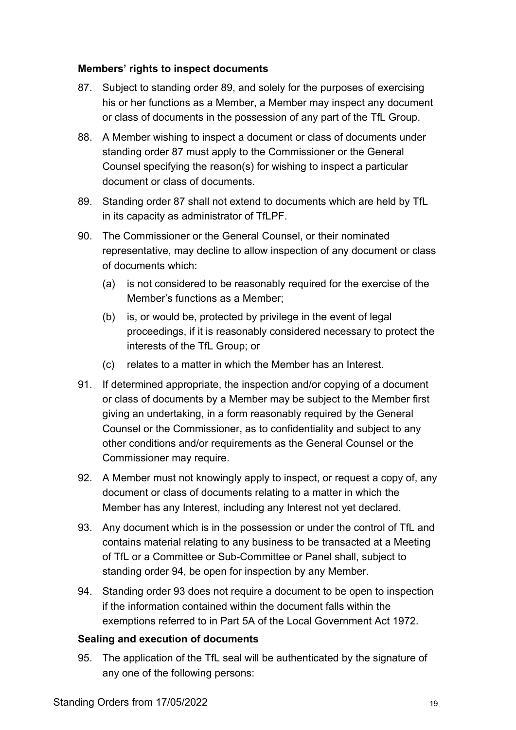**Members' rights to inspect documents**

87. Subject to standing order 89, and solely for the purposes of exercising his or her functions as a Member, a Member may inspect any document or class of documents in the possession of any part of the TfL Group.

88. A Member wishing to inspect a document or class of documents under standing order 87 must apply to the Commissioner or the General Counsel specifying the reason(s) for wishing to inspect a particular document or class of documents.

89. Standing order 87 shall not extend to documents which are held by TfL in its capacity as administrator of TfLPF.

90. The Commissioner or the General Counsel, or their nominated representative, may decline to allow inspection of any document or class of documents which:

    (a) is not considered to be reasonably required for the exercise of the Member's functions as a Member;

    (b) is, or would be, protected by privilege in the event of legal proceedings, if it is reasonably considered necessary to protect the interests of the TfL Group; or

    (c) relates to a matter in which the Member has an Interest.

91. If determined appropriate, the inspection and/or copying of a document or class of documents by a Member may be subject to the Member first giving an undertaking, in a form reasonably required by the General Counsel or the Commissioner, as to confidentiality and subject to any other conditions and/or requirements as the General Counsel or the Commissioner may require.

92. A Member must not knowingly apply to inspect, or request a copy of, any document or class of documents relating to a matter in which the Member has any Interest, including any Interest not yet declared.

93. Any document which is in the possession or under the control of TfL and contains material relating to any business to be transacted at a Meeting of TfL or a Committee or Sub-Committee or Panel shall, subject to standing order 94, be open for inspection by any Member.

94. Standing order 93 does not require a document to be open to inspection if the information contained within the document falls within the exemptions referred to in Part 5A of the Local Government Act 1972.

**Sealing and execution of documents**

95. The application of the TfL seal will be authenticated by the signature of any one of the following persons: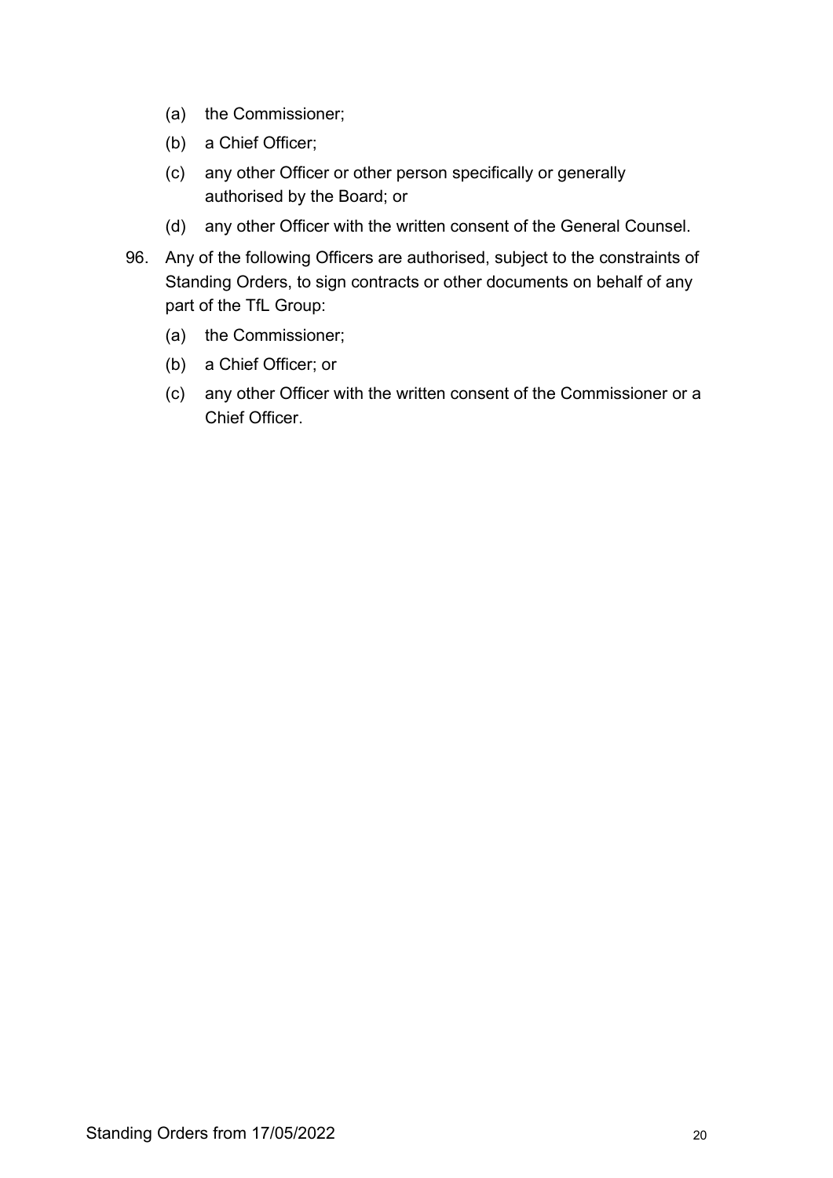(a) the Commissioner;

(b) a Chief Officer;

(c) any other Officer or other person specifically or generally authorised by the Board; or

(d) any other Officer with the written consent of the General Counsel.

96. Any of the following Officers are authorised, subject to the constraints of Standing Orders, to sign contracts or other documents on behalf of any part of the TfL Group:

    (a) the Commissioner;

    (b) a Chief Officer; or

    (c) any other Officer with the written consent of the Commissioner or a Chief Officer.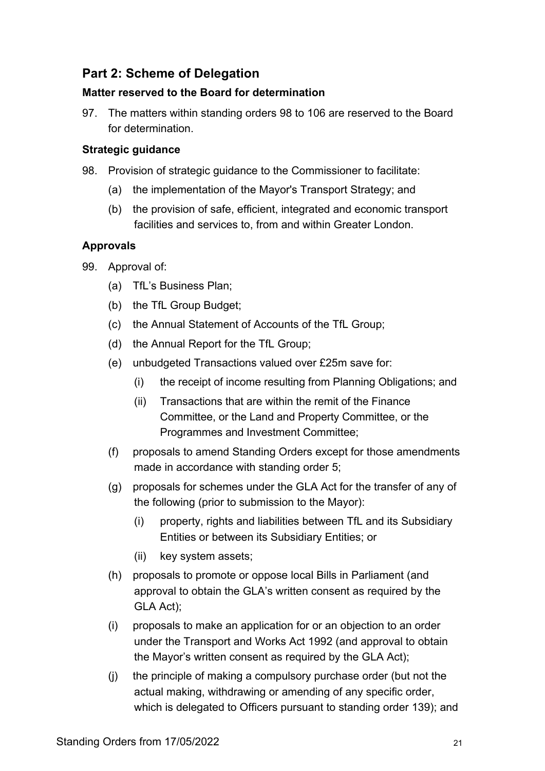## Part 2: Scheme of Delegation

### Matter reserved to the Board for determination

97. The matters within standing orders 98 to 106 are reserved to the Board for determination.

### Strategic guidance

98. Provision of strategic guidance to the Commissioner to facilitate:
    - (a) the implementation of the Mayor's Transport Strategy; and
    - (b) the provision of safe, efficient, integrated and economic transport facilities and services to, from and within Greater London.

### Approvals

99. Approval of:
    - (a) TfL's Business Plan;
    - (b) the TfL Group Budget;
    - (c) the Annual Statement of Accounts of the TfL Group;
    - (d) the Annual Report for the TfL Group;
    - (e) unbudgeted Transactions valued over £25m save for:
        - (i) the receipt of income resulting from Planning Obligations; and
        - (ii) Transactions that are within the remit of the Finance Committee, or the Land and Property Committee, or the Programmes and Investment Committee;
    - (f) proposals to amend Standing Orders except for those amendments made in accordance with standing order 5;
    - (g) proposals for schemes under the GLA Act for the transfer of any of the following (prior to submission to the Mayor):
        - (i) property, rights and liabilities between TfL and its Subsidiary Entities or between its Subsidiary Entities; or
        - (ii) key system assets;
    - (h) proposals to promote or oppose local Bills in Parliament (and approval to obtain the GLA's written consent as required by the GLA Act);
    - (i) proposals to make an application for or an objection to an order under the Transport and Works Act 1992 (and approval to obtain the Mayor's written consent as required by the GLA Act);
    - (j) the principle of making a compulsory purchase order (but not the actual making, withdrawing or amending of any specific order, which is delegated to Officers pursuant to standing order 139); and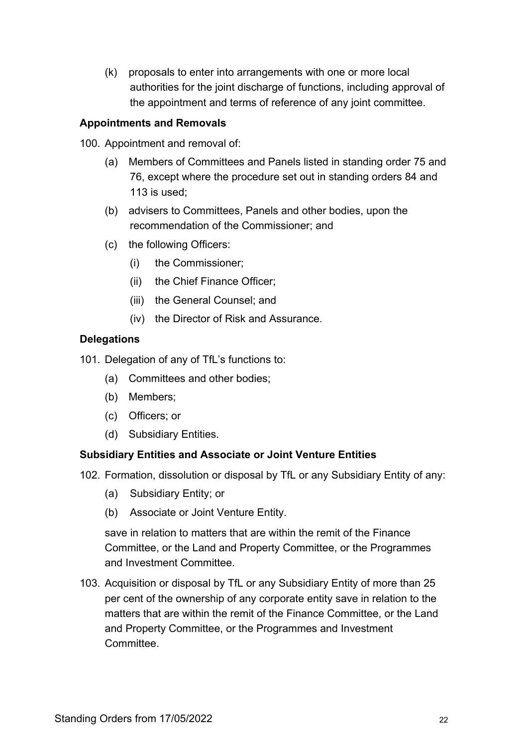(k) proposals to enter into arrangements with one or more local authorities for the joint discharge of functions, including approval of the appointment and terms of reference of any joint committee.

**Appointments and Removals**

100. Appointment and removal of:

   (a) Members of Committees and Panels listed in standing order 75 and 76, except where the procedure set out in standing orders 84 and 113 is used;

   (b) advisers to Committees, Panels and other bodies, upon the recommendation of the Commissioner; and

   (c) the following Officers:

      (i) the Commissioner;

      (ii) the Chief Finance Officer;

      (iii) the General Counsel; and

      (iv) the Director of Risk and Assurance.

**Delegations**

101. Delegation of any of TfL's functions to:

   (a) Committees and other bodies;

   (b) Members;

   (c) Officers; or

   (d) Subsidiary Entities.

**Subsidiary Entities and Associate or Joint Venture Entities**

102. Formation, dissolution or disposal by TfL or any Subsidiary Entity of any:

   (a) Subsidiary Entity; or

   (b) Associate or Joint Venture Entity.

   save in relation to matters that are within the remit of the Finance Committee, or the Land and Property Committee, or the Programmes and Investment Committee.

103. Acquisition or disposal by TfL or any Subsidiary Entity of more than 25 per cent of the ownership of any corporate entity save in relation to the matters that are within the remit of the Finance Committee, or the Land and Property Committee, or the Programmes and Investment Committee.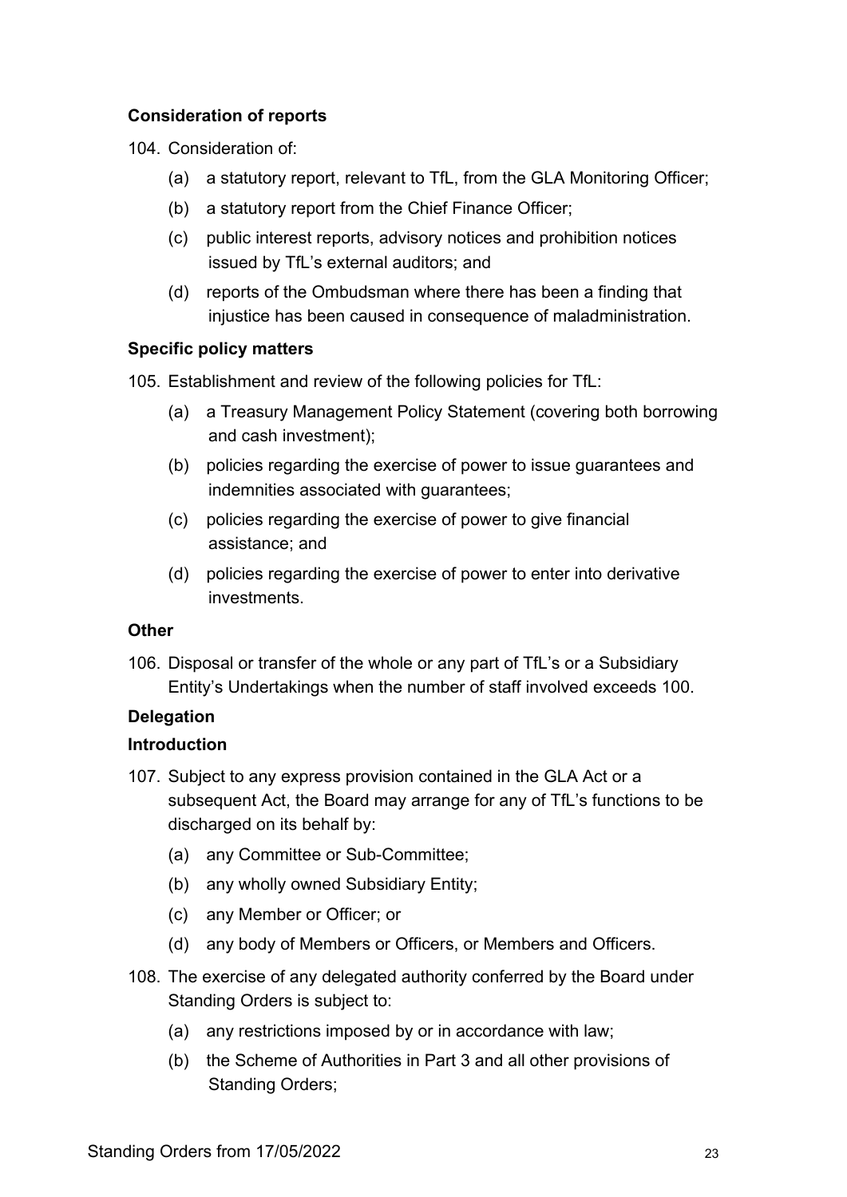**Consideration of reports**

104. Consideration of:

    (a) a statutory report, relevant to TfL, from the GLA Monitoring Officer;

    (b) a statutory report from the Chief Finance Officer;

    (c) public interest reports, advisory notices and prohibition notices issued by TfL's external auditors; and

    (d) reports of the Ombudsman where there has been a finding that injustice has been caused in consequence of maladministration.

**Specific policy matters**

105. Establishment and review of the following policies for TfL:

    (a) a Treasury Management Policy Statement (covering both borrowing and cash investment);

    (b) policies regarding the exercise of power to issue guarantees and indemnities associated with guarantees;

    (c) policies regarding the exercise of power to give financial assistance; and

    (d) policies regarding the exercise of power to enter into derivative investments.

**Other**

106. Disposal or transfer of the whole or any part of TfL's or a Subsidiary Entity's Undertakings when the number of staff involved exceeds 100.

**Delegation**

**Introduction**

107. Subject to any express provision contained in the GLA Act or a subsequent Act, the Board may arrange for any of TfL's functions to be discharged on its behalf by:

    (a) any Committee or Sub-Committee;

    (b) any wholly owned Subsidiary Entity;

    (c) any Member or Officer; or

    (d) any body of Members or Officers, or Members and Officers.

108. The exercise of any delegated authority conferred by the Board under Standing Orders is subject to:

    (a) any restrictions imposed by or in accordance with law;

    (b) the Scheme of Authorities in Part 3 and all other provisions of Standing Orders;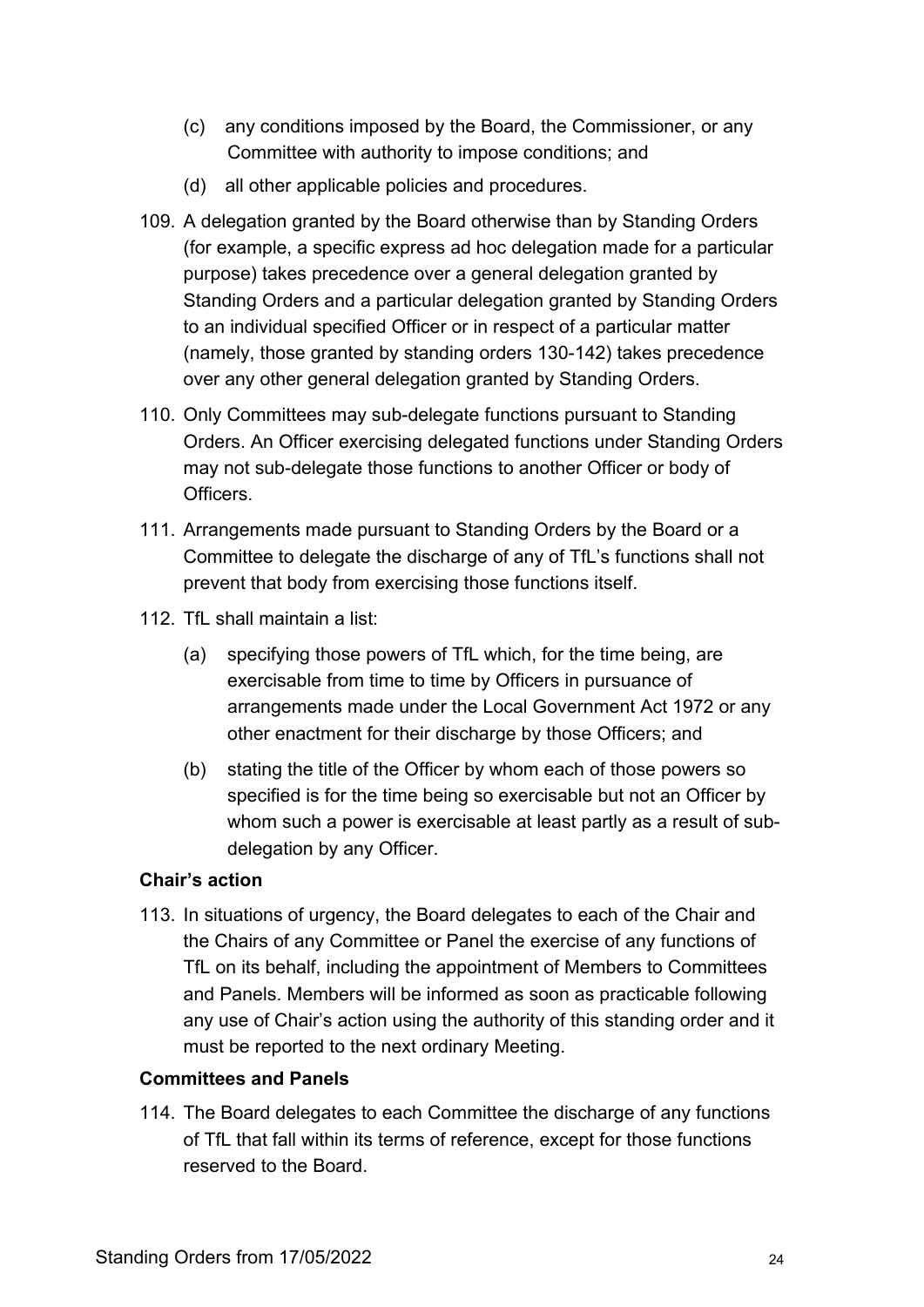(c) any conditions imposed by the Board, the Commissioner, or any Committee with authority to impose conditions; and

(d) all other applicable policies and procedures.

109. A delegation granted by the Board otherwise than by Standing Orders (for example, a specific express ad hoc delegation made for a particular purpose) takes precedence over a general delegation granted by Standing Orders and a particular delegation granted by Standing Orders to an individual specified Officer or in respect of a particular matter (namely, those granted by standing orders 130-142) takes precedence over any other general delegation granted by Standing Orders.

110. Only Committees may sub-delegate functions pursuant to Standing Orders. An Officer exercising delegated functions under Standing Orders may not sub-delegate those functions to another Officer or body of Officers.

111. Arrangements made pursuant to Standing Orders by the Board or a Committee to delegate the discharge of any of TfL's functions shall not prevent that body from exercising those functions itself.

112. TfL shall maintain a list:

   (a) specifying those powers of TfL which, for the time being, are exercisable from time to time by Officers in pursuance of arrangements made under the Local Government Act 1972 or any other enactment for their discharge by those Officers; and

   (b) stating the title of the Officer by whom each of those powers so specified is for the time being so exercisable but not an Officer by whom such a power is exercisable at least partly as a result of sub-delegation by any Officer.

**Chair's action**

113. In situations of urgency, the Board delegates to each of the Chair and the Chairs of any Committee or Panel the exercise of any functions of TfL on its behalf, including the appointment of Members to Committees and Panels. Members will be informed as soon as practicable following any use of Chair's action using the authority of this standing order and it must be reported to the next ordinary Meeting.

**Committees and Panels**

114. The Board delegates to each Committee the discharge of any functions of TfL that fall within its terms of reference, except for those functions reserved to the Board.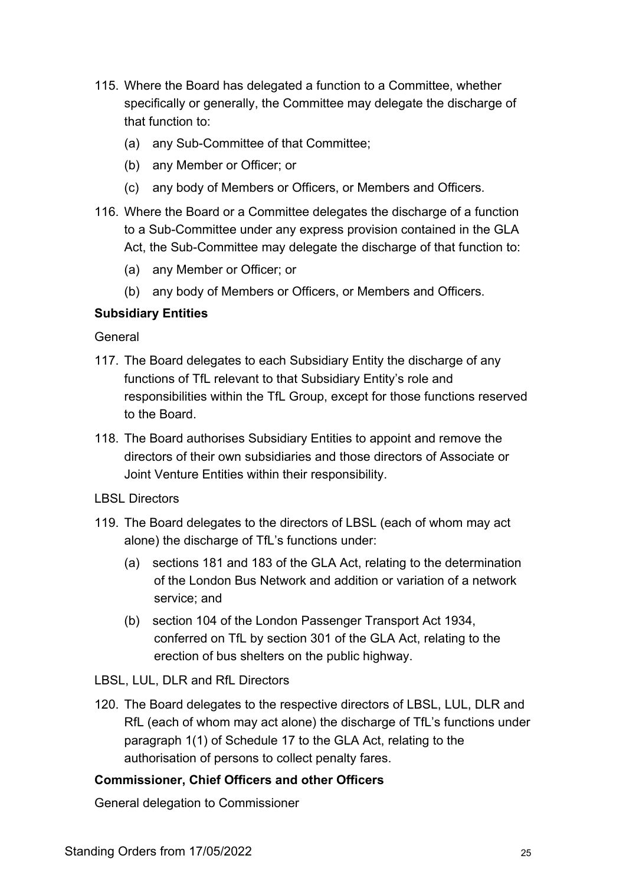115. Where the Board has delegated a function to a Committee, whether specifically or generally, the Committee may delegate the discharge of that function to:

    (a) any Sub-Committee of that Committee;

    (b) any Member or Officer; or

    (c) any body of Members or Officers, or Members and Officers.

116. Where the Board or a Committee delegates the discharge of a function to a Sub-Committee under any express provision contained in the GLA Act, the Sub-Committee may delegate the discharge of that function to:

    (a) any Member or Officer; or

    (b) any body of Members or Officers, or Members and Officers.

**Subsidiary Entities**

General

117. The Board delegates to each Subsidiary Entity the discharge of any functions of TfL relevant to that Subsidiary Entity's role and responsibilities within the TfL Group, except for those functions reserved to the Board.

118. The Board authorises Subsidiary Entities to appoint and remove the directors of their own subsidiaries and those directors of Associate or Joint Venture Entities within their responsibility.

LBSL Directors

119. The Board delegates to the directors of LBSL (each of whom may act alone) the discharge of TfL's functions under:

    (a) sections 181 and 183 of the GLA Act, relating to the determination of the London Bus Network and addition or variation of a network service; and

    (b) section 104 of the London Passenger Transport Act 1934, conferred on TfL by section 301 of the GLA Act, relating to the erection of bus shelters on the public highway.

LBSL, LUL, DLR and RfL Directors

120. The Board delegates to the respective directors of LBSL, LUL, DLR and RfL (each of whom may act alone) the discharge of TfL's functions under paragraph 1(1) of Schedule 17 to the GLA Act, relating to the authorisation of persons to collect penalty fares.

**Commissioner, Chief Officers and other Officers**

General delegation to Commissioner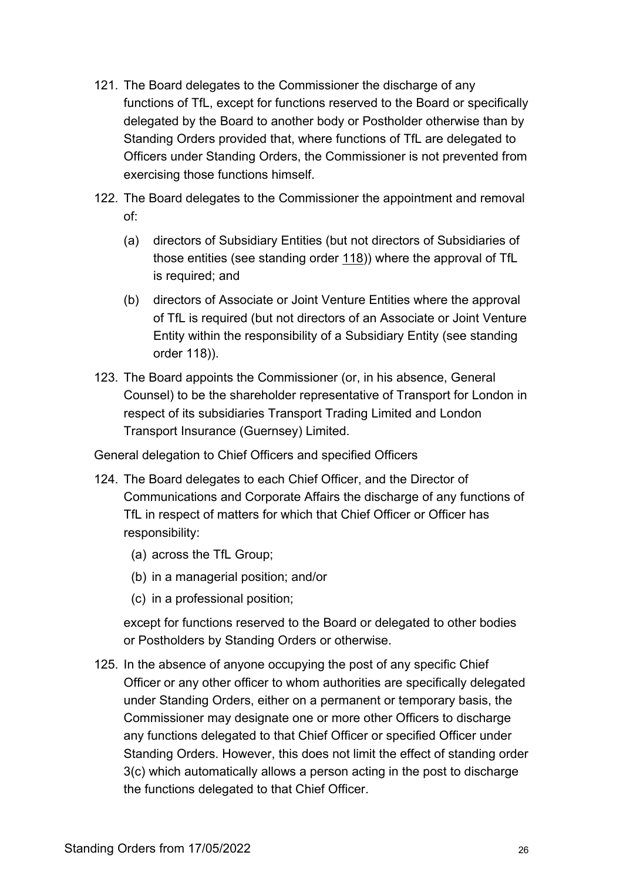121. The Board delegates to the Commissioner the discharge of any functions of TfL, except for functions reserved to the Board or specifically delegated by the Board to another body or Postholder otherwise than by Standing Orders provided that, where functions of TfL are delegated to Officers under Standing Orders, the Commissioner is not prevented from exercising those functions himself.

122. The Board delegates to the Commissioner the appointment and removal of:

    (a) directors of Subsidiary Entities (but not directors of Subsidiaries of those entities (see standing order 118)) where the approval of TfL is required; and

    (b) directors of Associate or Joint Venture Entities where the approval of TfL is required (but not directors of an Associate or Joint Venture Entity within the responsibility of a Subsidiary Entity (see standing order 118)).

123. The Board appoints the Commissioner (or, in his absence, General Counsel) to be the shareholder representative of Transport for London in respect of its subsidiaries Transport Trading Limited and London Transport Insurance (Guernsey) Limited.

General delegation to Chief Officers and specified Officers

124. The Board delegates to each Chief Officer, and the Director of Communications and Corporate Affairs the discharge of any functions of TfL in respect of matters for which that Chief Officer or Officer has responsibility:

    (a) across the TfL Group;

    (b) in a managerial position; and/or

    (c) in a professional position;

    except for functions reserved to the Board or delegated to other bodies or Postholders by Standing Orders or otherwise.

125. In the absence of anyone occupying the post of any specific Chief Officer or any other officer to whom authorities are specifically delegated under Standing Orders, either on a permanent or temporary basis, the Commissioner may designate one or more other Officers to discharge any functions delegated to that Chief Officer or specified Officer under Standing Orders. However, this does not limit the effect of standing order 3(c) which automatically allows a person acting in the post to discharge the functions delegated to that Chief Officer.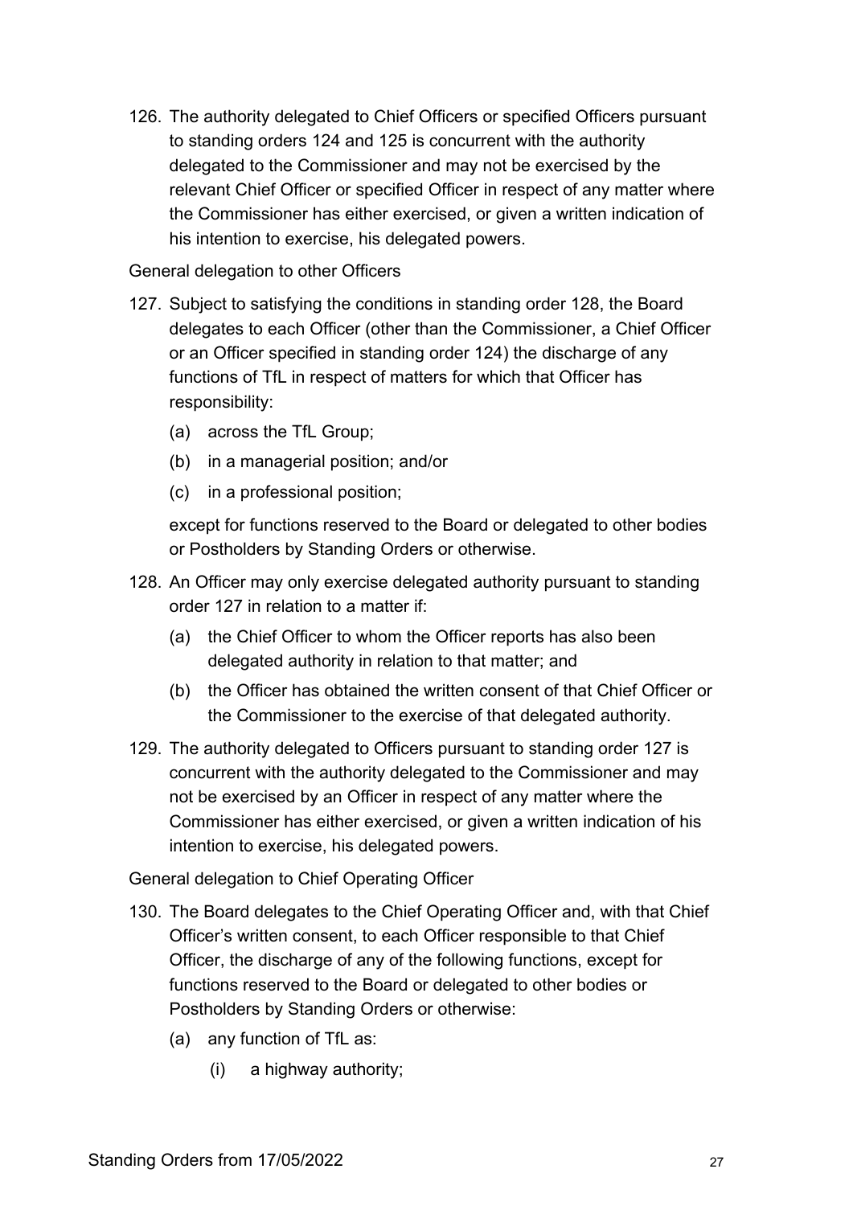126. The authority delegated to Chief Officers or specified Officers pursuant to standing orders 124 and 125 is concurrent with the authority delegated to the Commissioner and may not be exercised by the relevant Chief Officer or specified Officer in respect of any matter where the Commissioner has either exercised, or given a written indication of his intention to exercise, his delegated powers.

General delegation to other Officers

127. Subject to satisfying the conditions in standing order 128, the Board delegates to each Officer (other than the Commissioner, a Chief Officer or an Officer specified in standing order 124) the discharge of any functions of TfL in respect of matters for which that Officer has responsibility:

    (a) across the TfL Group;

    (b) in a managerial position; and/or

    (c) in a professional position;

    except for functions reserved to the Board or delegated to other bodies or Postholders by Standing Orders or otherwise.

128. An Officer may only exercise delegated authority pursuant to standing order 127 in relation to a matter if:

    (a) the Chief Officer to whom the Officer reports has also been delegated authority in relation to that matter; and

    (b) the Officer has obtained the written consent of that Chief Officer or the Commissioner to the exercise of that delegated authority.

129. The authority delegated to Officers pursuant to standing order 127 is concurrent with the authority delegated to the Commissioner and may not be exercised by an Officer in respect of any matter where the Commissioner has either exercised, or given a written indication of his intention to exercise, his delegated powers.

General delegation to Chief Operating Officer

130. The Board delegates to the Chief Operating Officer and, with that Chief Officer's written consent, to each Officer responsible to that Chief Officer, the discharge of any of the following functions, except for functions reserved to the Board or delegated to other bodies or Postholders by Standing Orders or otherwise:

    (a) any function of TfL as:

        (i) a highway authority;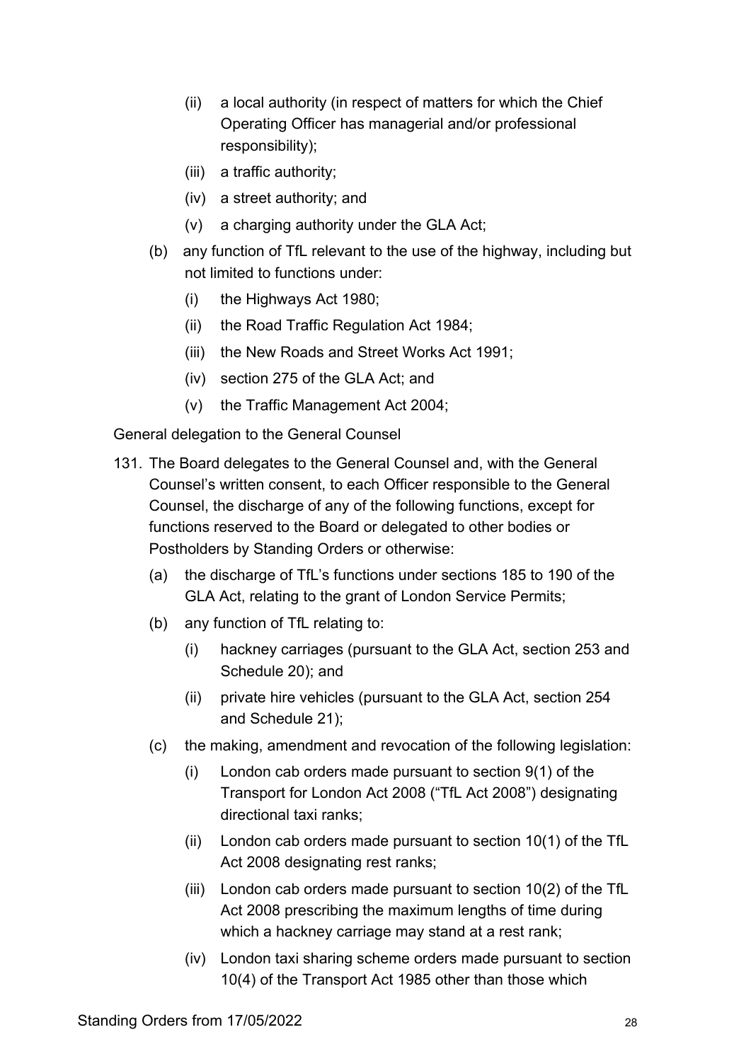- (ii) a local authority (in respect of matters for which the Chief Operating Officer has managerial and/or professional responsibility);
   - (iii) a traffic authority;
   - (iv) a street authority; and
   - (v) a charging authority under the GLA Act;

(b) any function of TfL relevant to the use of the highway, including but not limited to functions under:

   - (i) the Highways Act 1980;
   - (ii) the Road Traffic Regulation Act 1984;
   - (iii) the New Roads and Street Works Act 1991;
   - (iv) section 275 of the GLA Act; and
   - (v) the Traffic Management Act 2004;

General delegation to the General Counsel

131. The Board delegates to the General Counsel and, with the General Counsel's written consent, to each Officer responsible to the General Counsel, the discharge of any of the following functions, except for functions reserved to the Board or delegated to other bodies or Postholders by Standing Orders or otherwise:

   (a) the discharge of TfL's functions under sections 185 to 190 of the GLA Act, relating to the grant of London Service Permits;

   (b) any function of TfL relating to:

   - (i) hackney carriages (pursuant to the GLA Act, section 253 and Schedule 20); and
   - (ii) private hire vehicles (pursuant to the GLA Act, section 254 and Schedule 21);

   (c) the making, amendment and revocation of the following legislation:

   - (i) London cab orders made pursuant to section 9(1) of the Transport for London Act 2008 ("TfL Act 2008") designating directional taxi ranks;
   - (ii) London cab orders made pursuant to section 10(1) of the TfL Act 2008 designating rest ranks;
   - (iii) London cab orders made pursuant to section 10(2) of the TfL Act 2008 prescribing the maximum lengths of time during which a hackney carriage may stand at a rest rank;
   - (iv) London taxi sharing scheme orders made pursuant to section 10(4) of the Transport Act 1985 other than those which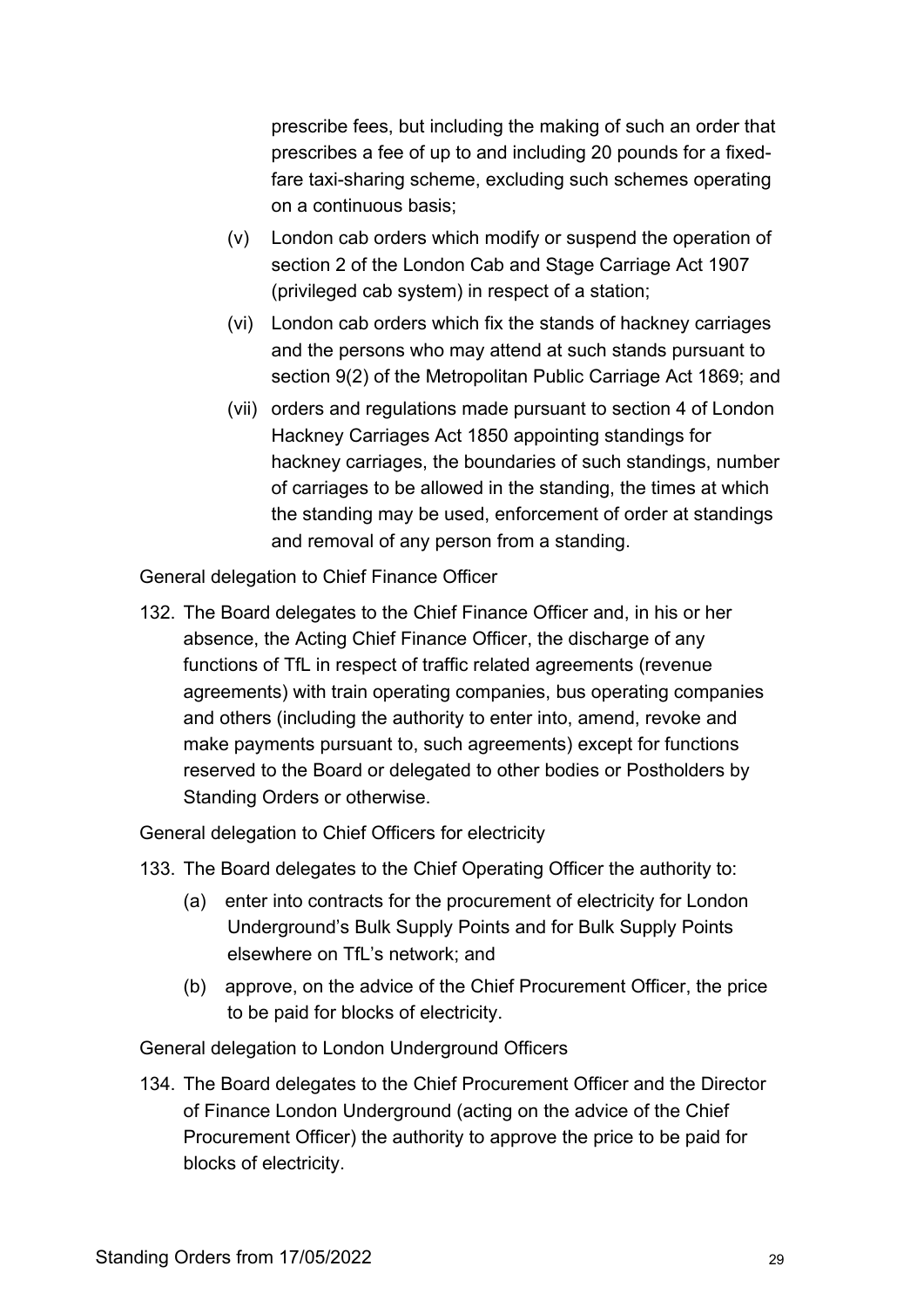prescribe fees, but including the making of such an order that prescribes a fee of up to and including 20 pounds for a fixed-fare taxi-sharing scheme, excluding such schemes operating on a continuous basis;

(v) London cab orders which modify or suspend the operation of section 2 of the London Cab and Stage Carriage Act 1907 (privileged cab system) in respect of a station;

(vi) London cab orders which fix the stands of hackney carriages and the persons who may attend at such stands pursuant to section 9(2) of the Metropolitan Public Carriage Act 1869; and

(vii) orders and regulations made pursuant to section 4 of London Hackney Carriages Act 1850 appointing standings for hackney carriages, the boundaries of such standings, number of carriages to be allowed in the standing, the times at which the standing may be used, enforcement of order at standings and removal of any person from a standing.

General delegation to Chief Finance Officer

132. The Board delegates to the Chief Finance Officer and, in his or her absence, the Acting Chief Finance Officer, the discharge of any functions of TfL in respect of traffic related agreements (revenue agreements) with train operating companies, bus operating companies and others (including the authority to enter into, amend, revoke and make payments pursuant to, such agreements) except for functions reserved to the Board or delegated to other bodies or Postholders by Standing Orders or otherwise.

General delegation to Chief Officers for electricity

133. The Board delegates to the Chief Operating Officer the authority to:

(a) enter into contracts for the procurement of electricity for London Underground's Bulk Supply Points and for Bulk Supply Points elsewhere on TfL's network; and

(b) approve, on the advice of the Chief Procurement Officer, the price to be paid for blocks of electricity.

General delegation to London Underground Officers

134. The Board delegates to the Chief Procurement Officer and the Director of Finance London Underground (acting on the advice of the Chief Procurement Officer) the authority to approve the price to be paid for blocks of electricity.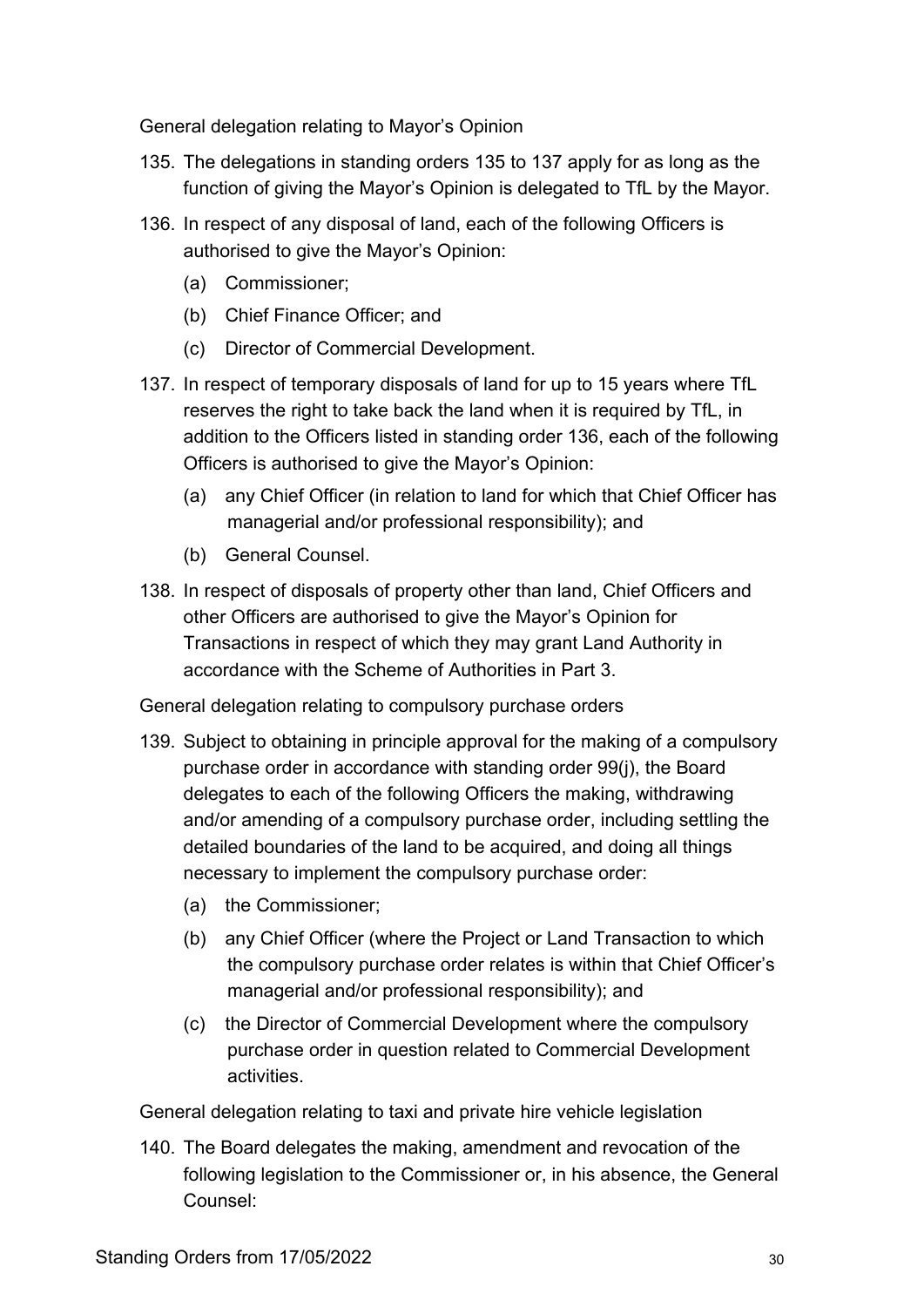General delegation relating to Mayor's Opinion

135. The delegations in standing orders 135 to 137 apply for as long as the function of giving the Mayor's Opinion is delegated to TfL by the Mayor.

136. In respect of any disposal of land, each of the following Officers is authorised to give the Mayor's Opinion:

    (a) Commissioner;

    (b) Chief Finance Officer; and

    (c) Director of Commercial Development.

137. In respect of temporary disposals of land for up to 15 years where TfL reserves the right to take back the land when it is required by TfL, in addition to the Officers listed in standing order 136, each of the following Officers is authorised to give the Mayor's Opinion:

    (a) any Chief Officer (in relation to land for which that Chief Officer has managerial and/or professional responsibility); and

    (b) General Counsel.

138. In respect of disposals of property other than land, Chief Officers and other Officers are authorised to give the Mayor's Opinion for Transactions in respect of which they may grant Land Authority in accordance with the Scheme of Authorities in Part 3.

General delegation relating to compulsory purchase orders

139. Subject to obtaining in principle approval for the making of a compulsory purchase order in accordance with standing order 99(j), the Board delegates to each of the following Officers the making, withdrawing and/or amending of a compulsory purchase order, including settling the detailed boundaries of the land to be acquired, and doing all things necessary to implement the compulsory purchase order:

    (a) the Commissioner;

    (b) any Chief Officer (where the Project or Land Transaction to which the compulsory purchase order relates is within that Chief Officer's managerial and/or professional responsibility); and

    (c) the Director of Commercial Development where the compulsory purchase order in question related to Commercial Development activities.

General delegation relating to taxi and private hire vehicle legislation

140. The Board delegates the making, amendment and revocation of the following legislation to the Commissioner or, in his absence, the General Counsel: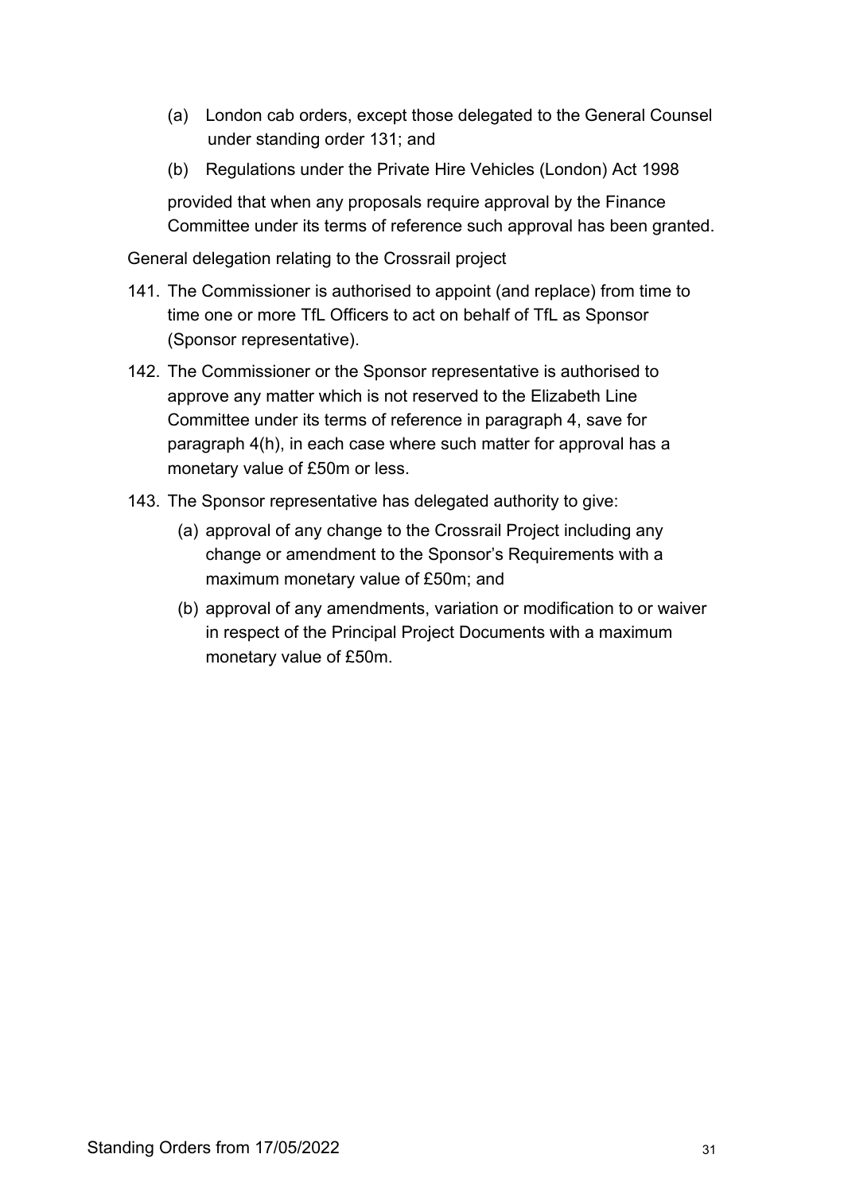(a) London cab orders, except those delegated to the General Counsel under standing order 131; and

(b) Regulations under the Private Hire Vehicles (London) Act 1998

provided that when any proposals require approval by the Finance Committee under its terms of reference such approval has been granted.

General delegation relating to the Crossrail project

141. The Commissioner is authorised to appoint (and replace) from time to time one or more TfL Officers to act on behalf of TfL as Sponsor (Sponsor representative).

142. The Commissioner or the Sponsor representative is authorised to approve any matter which is not reserved to the Elizabeth Line Committee under its terms of reference in paragraph 4, save for paragraph 4(h), in each case where such matter for approval has a monetary value of £50m or less.

143. The Sponsor representative has delegated authority to give:

   (a) approval of any change to the Crossrail Project including any change or amendment to the Sponsor's Requirements with a maximum monetary value of £50m; and

   (b) approval of any amendments, variation or modification to or waiver in respect of the Principal Project Documents with a maximum monetary value of £50m.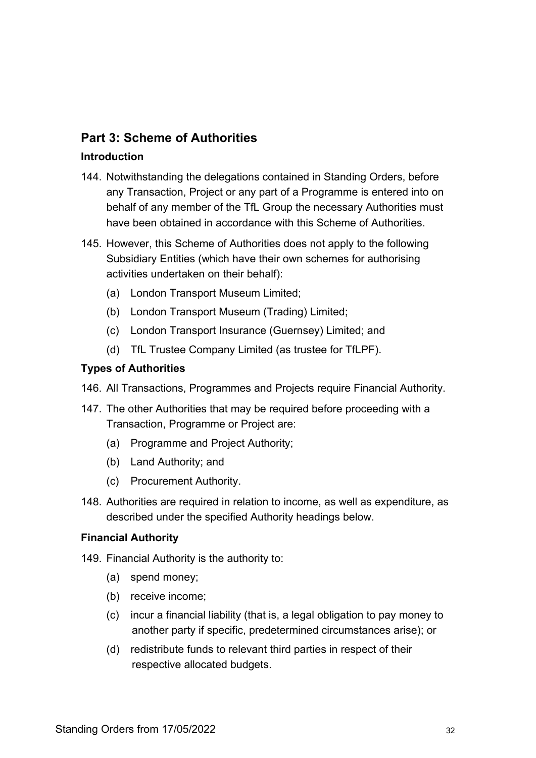## Part 3: Scheme of Authorities

### Introduction

144. Notwithstanding the delegations contained in Standing Orders, before any Transaction, Project or any part of a Programme is entered into on behalf of any member of the TfL Group the necessary Authorities must have been obtained in accordance with this Scheme of Authorities.

145. However, this Scheme of Authorities does not apply to the following Subsidiary Entities (which have their own schemes for authorising activities undertaken on their behalf):

    (a) London Transport Museum Limited;

    (b) London Transport Museum (Trading) Limited;

    (c) London Transport Insurance (Guernsey) Limited; and

    (d) TfL Trustee Company Limited (as trustee for TfLPF).

### Types of Authorities

146. All Transactions, Programmes and Projects require Financial Authority.

147. The other Authorities that may be required before proceeding with a Transaction, Programme or Project are:

    (a) Programme and Project Authority;

    (b) Land Authority; and

    (c) Procurement Authority.

148. Authorities are required in relation to income, as well as expenditure, as described under the specified Authority headings below.

### Financial Authority

149. Financial Authority is the authority to:

    (a) spend money;

    (b) receive income;

    (c) incur a financial liability (that is, a legal obligation to pay money to another party if specific, predetermined circumstances arise); or

    (d) redistribute funds to relevant third parties in respect of their respective allocated budgets.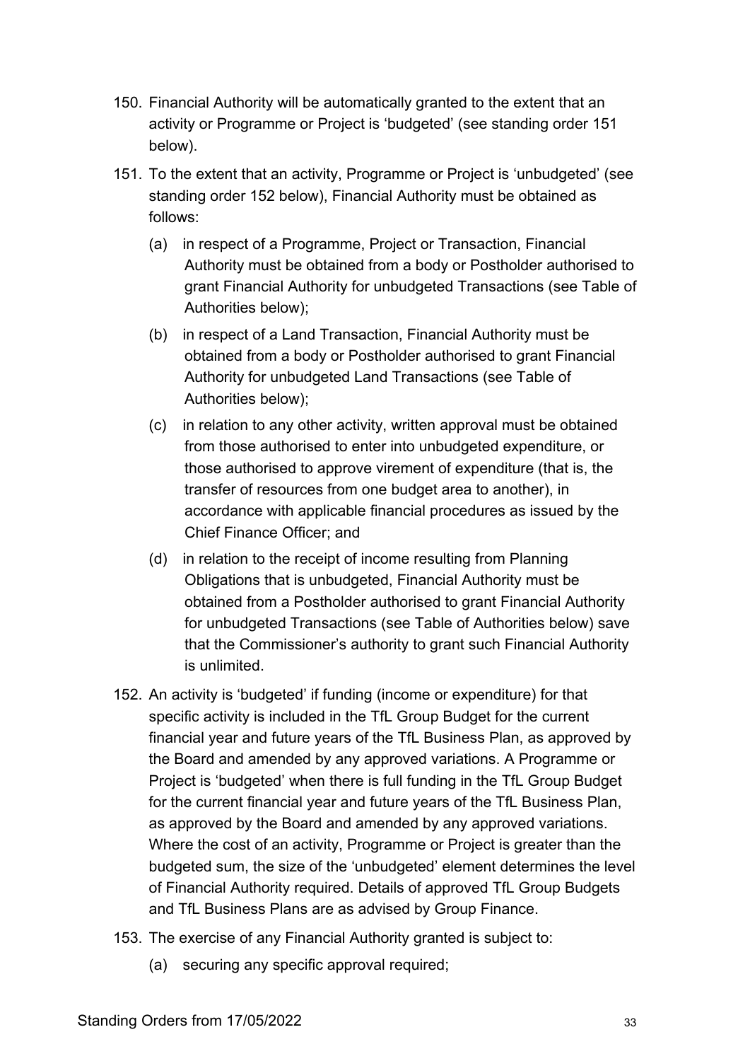150. Financial Authority will be automatically granted to the extent that an activity or Programme or Project is 'budgeted' (see standing order 151 below).

151. To the extent that an activity, Programme or Project is 'unbudgeted' (see standing order 152 below), Financial Authority must be obtained as follows:

    (a) in respect of a Programme, Project or Transaction, Financial Authority must be obtained from a body or Postholder authorised to grant Financial Authority for unbudgeted Transactions (see Table of Authorities below);

    (b) in respect of a Land Transaction, Financial Authority must be obtained from a body or Postholder authorised to grant Financial Authority for unbudgeted Land Transactions (see Table of Authorities below);

    (c) in relation to any other activity, written approval must be obtained from those authorised to enter into unbudgeted expenditure, or those authorised to approve virement of expenditure (that is, the transfer of resources from one budget area to another), in accordance with applicable financial procedures as issued by the Chief Finance Officer; and

    (d) in relation to the receipt of income resulting from Planning Obligations that is unbudgeted, Financial Authority must be obtained from a Postholder authorised to grant Financial Authority for unbudgeted Transactions (see Table of Authorities below) save that the Commissioner's authority to grant such Financial Authority is unlimited.

152. An activity is 'budgeted' if funding (income or expenditure) for that specific activity is included in the TfL Group Budget for the current financial year and future years of the TfL Business Plan, as approved by the Board and amended by any approved variations. A Programme or Project is 'budgeted' when there is full funding in the TfL Group Budget for the current financial year and future years of the TfL Business Plan, as approved by the Board and amended by any approved variations. Where the cost of an activity, Programme or Project is greater than the budgeted sum, the size of the 'unbudgeted' element determines the level of Financial Authority required. Details of approved TfL Group Budgets and TfL Business Plans are as advised by Group Finance.

153. The exercise of any Financial Authority granted is subject to:

    (a) securing any specific approval required;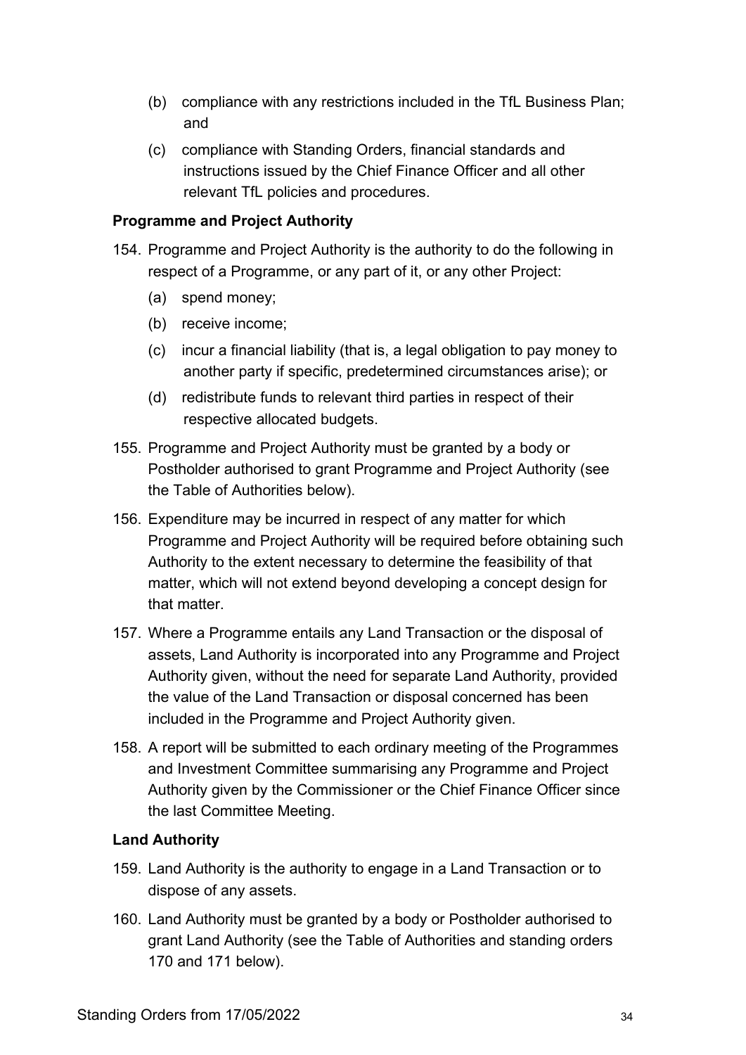(b) compliance with any restrictions included in the TfL Business Plan; and

(c) compliance with Standing Orders, financial standards and instructions issued by the Chief Finance Officer and all other relevant TfL policies and procedures.

**Programme and Project Authority**

154. Programme and Project Authority is the authority to do the following in respect of a Programme, or any part of it, or any other Project:

 (a) spend money;

 (b) receive income;

 (c) incur a financial liability (that is, a legal obligation to pay money to another party if specific, predetermined circumstances arise); or

 (d) redistribute funds to relevant third parties in respect of their respective allocated budgets.

155. Programme and Project Authority must be granted by a body or Postholder authorised to grant Programme and Project Authority (see the Table of Authorities below).

156. Expenditure may be incurred in respect of any matter for which Programme and Project Authority will be required before obtaining such Authority to the extent necessary to determine the feasibility of that matter, which will not extend beyond developing a concept design for that matter.

157. Where a Programme entails any Land Transaction or the disposal of assets, Land Authority is incorporated into any Programme and Project Authority given, without the need for separate Land Authority, provided the value of the Land Transaction or disposal concerned has been included in the Programme and Project Authority given.

158. A report will be submitted to each ordinary meeting of the Programmes and Investment Committee summarising any Programme and Project Authority given by the Commissioner or the Chief Finance Officer since the last Committee Meeting.

**Land Authority**

159. Land Authority is the authority to engage in a Land Transaction or to dispose of any assets.

160. Land Authority must be granted by a body or Postholder authorised to grant Land Authority (see the Table of Authorities and standing orders 170 and 171 below).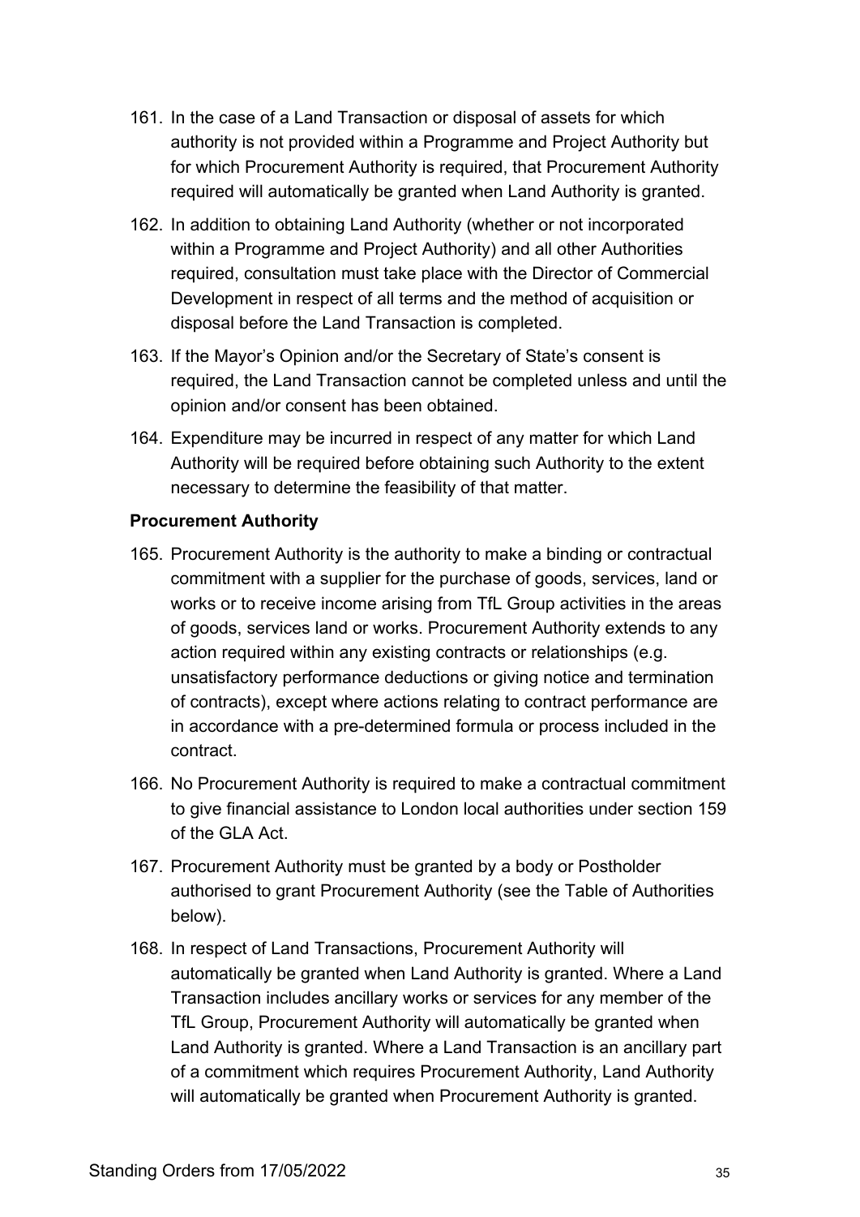161. In the case of a Land Transaction or disposal of assets for which authority is not provided within a Programme and Project Authority but for which Procurement Authority is required, that Procurement Authority required will automatically be granted when Land Authority is granted.

162. In addition to obtaining Land Authority (whether or not incorporated within a Programme and Project Authority) and all other Authorities required, consultation must take place with the Director of Commercial Development in respect of all terms and the method of acquisition or disposal before the Land Transaction is completed.

163. If the Mayor's Opinion and/or the Secretary of State's consent is required, the Land Transaction cannot be completed unless and until the opinion and/or consent has been obtained.

164. Expenditure may be incurred in respect of any matter for which Land Authority will be required before obtaining such Authority to the extent necessary to determine the feasibility of that matter.

**Procurement Authority**

165. Procurement Authority is the authority to make a binding or contractual commitment with a supplier for the purchase of goods, services, land or works or to receive income arising from TfL Group activities in the areas of goods, services land or works. Procurement Authority extends to any action required within any existing contracts or relationships (e.g. unsatisfactory performance deductions or giving notice and termination of contracts), except where actions relating to contract performance are in accordance with a pre-determined formula or process included in the contract.

166. No Procurement Authority is required to make a contractual commitment to give financial assistance to London local authorities under section 159 of the GLA Act.

167. Procurement Authority must be granted by a body or Postholder authorised to grant Procurement Authority (see the Table of Authorities below).

168. In respect of Land Transactions, Procurement Authority will automatically be granted when Land Authority is granted. Where a Land Transaction includes ancillary works or services for any member of the TfL Group, Procurement Authority will automatically be granted when Land Authority is granted. Where a Land Transaction is an ancillary part of a commitment which requires Procurement Authority, Land Authority will automatically be granted when Procurement Authority is granted.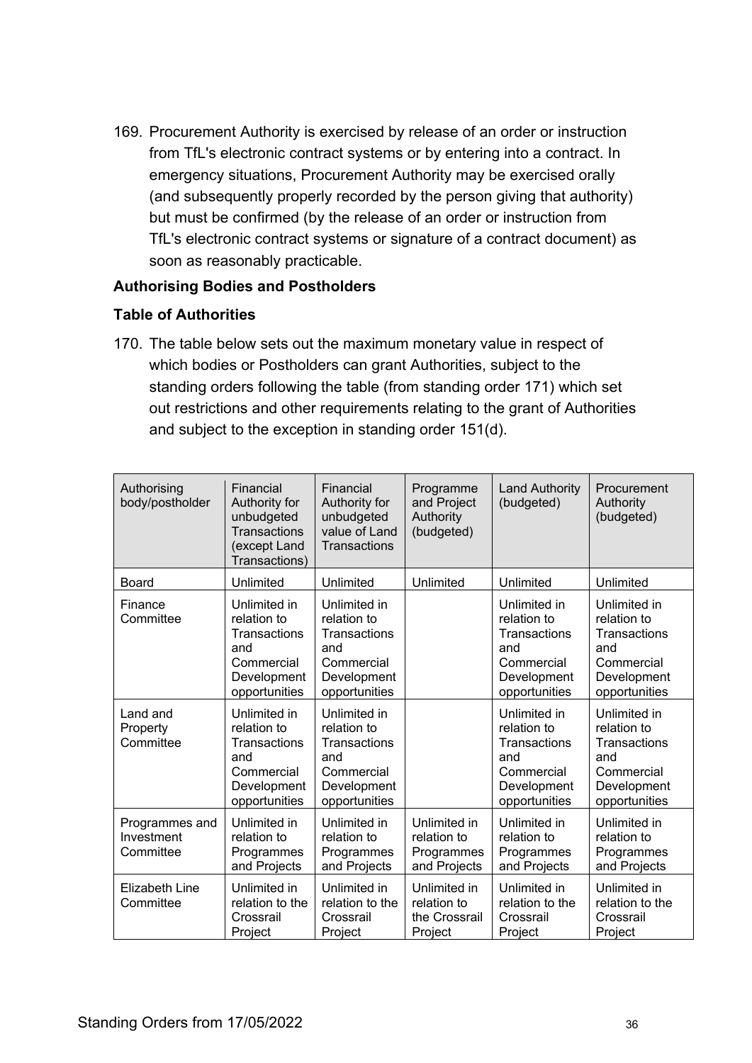169. Procurement Authority is exercised by release of an order or instruction from TfL's electronic contract systems or by entering into a contract. In emergency situations, Procurement Authority may be exercised orally (and subsequently properly recorded by the person giving that authority) but must be confirmed (by the release of an order or instruction from TfL's electronic contract systems or signature of a contract document) as soon as reasonably practicable.

**Authorising Bodies and Postholders**

**Table of Authorities**

170. The table below sets out the maximum monetary value in respect of which bodies or Postholders can grant Authorities, subject to the standing orders following the table (from standing order 171) which set out restrictions and other requirements relating to the grant of Authorities and subject to the exception in standing order 151(d).

| Authorising body/postholder | Financial Authority for unbudgeted Transactions (except Land Transactions) | Financial Authority for unbudgeted value of Land Transactions | Programme and Project Authority (budgeted) | Land Authority (budgeted) | Procurement Authority (budgeted) |
|---|---|---|---|---|---|
| Board | Unlimited | Unlimited | Unlimited | Unlimited | Unlimited |
| Finance Committee | Unlimited in relation to Transactions and Commercial Development opportunities | Unlimited in relation to Transactions and Commercial Development opportunities | | Unlimited in relation to Transactions and Commercial Development opportunities | Unlimited in relation to Transactions and Commercial Development opportunities |
| Land and Property Committee | Unlimited in relation to Transactions and Commercial Development opportunities | Unlimited in relation to Transactions and Commercial Development opportunities | | Unlimited in relation to Transactions and Commercial Development opportunities | Unlimited in relation to Transactions and Commercial Development opportunities |
| Programmes and Investment Committee | Unlimited in relation to Programmes and Projects | Unlimited in relation to Programmes and Projects | Unlimited in relation to Programmes and Projects | Unlimited in relation to Programmes and Projects | Unlimited in relation to Programmes and Projects |
| Elizabeth Line Committee | Unlimited in relation to the Crossrail Project | Unlimited in relation to the Crossrail Project | Unlimited in relation to the Crossrail Project | Unlimited in relation to the Crossrail Project | Unlimited in relation to the Crossrail Project |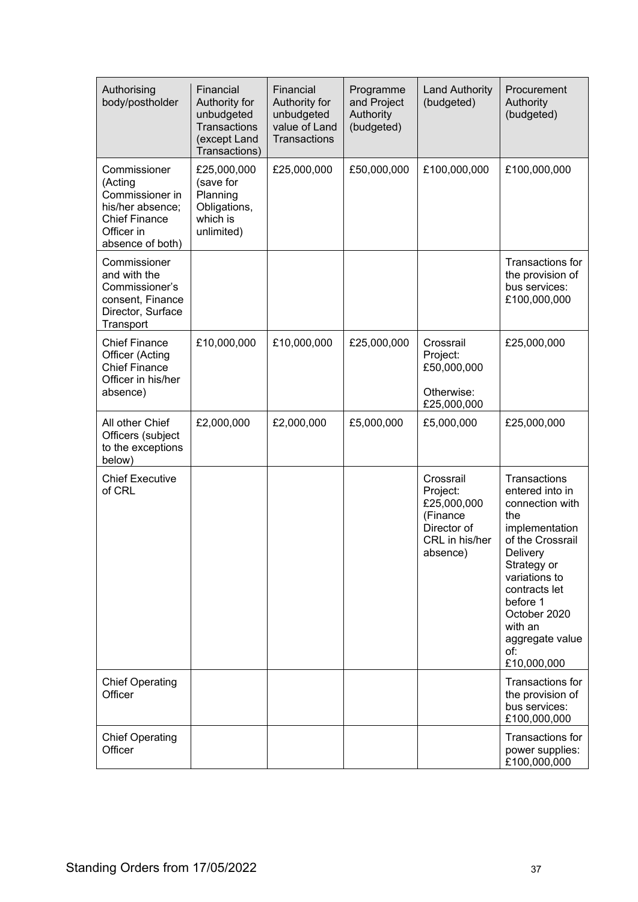| Authorising body/postholder | Financial Authority for unbudgeted Transactions (except Land Transactions) | Financial Authority for unbudgeted value of Land Transactions | Programme and Project Authority (budgeted) | Land Authority (budgeted) | Procurement Authority (budgeted) |
|---|---|---|---|---|---|
| Commissioner (Acting Commissioner in his/her absence; Chief Finance Officer in absence of both) | £25,000,000 (save for Planning Obligations, which is unlimited) | £25,000,000 | £50,000,000 | £100,000,000 | £100,000,000 |
| Commissioner and with the Commissioner's consent, Finance Director, Surface Transport | | | | | Transactions for the provision of bus services: £100,000,000 |
| Chief Finance Officer (Acting Chief Finance Officer in his/her absence) | £10,000,000 | £10,000,000 | £25,000,000 | Crossrail Project: £50,000,000<br><br>Otherwise: £25,000,000 | £25,000,000 |
| All other Chief Officers (subject to the exceptions below) | £2,000,000 | £2,000,000 | £5,000,000 | £5,000,000 | £25,000,000 |
| Chief Executive of CRL | | | | Crossrail Project: £25,000,000 (Finance Director of CRL in his/her absence) | Transactions entered into in connection with the implementation of the Crossrail Delivery Strategy or variations to contracts let before 1 October 2020 with an aggregate value of: £10,000,000 |
| Chief Operating Officer | | | | | Transactions for the provision of bus services: £100,000,000 |
| Chief Operating Officer | | | | | Transactions for power supplies: £100,000,000 |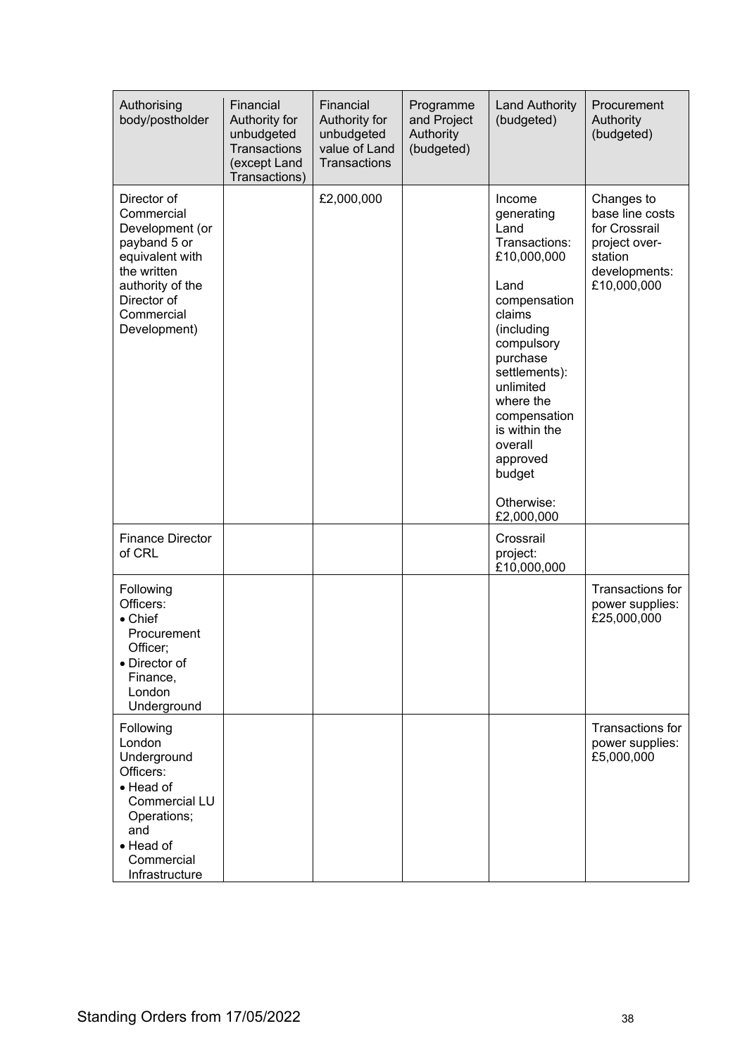| Authorising body/postholder | Financial Authority for unbudgeted Transactions (except Land Transactions) | Financial Authority for unbudgeted value of Land Transactions | Programme and Project Authority (budgeted) | Land Authority (budgeted) | Procurement Authority (budgeted) |
|---|---|---|---|---|---|
| Director of Commercial Development (or payband 5 or equivalent with the written authority of the Director of Commercial Development) | | £2,000,000 | | Income generating Land Transactions: £10,000,000<br><br>Land compensation claims (including compulsory purchase settlements): unlimited where the compensation is within the overall approved budget<br><br>Otherwise: £2,000,000 | Changes to base line costs for Crossrail project over-station developments: £10,000,000 |
| Finance Director of CRL | | | | Crossrail project: £10,000,000 | |
| Following Officers:<br>• Chief Procurement Officer;<br>• Director of Finance, London Underground | | | | | Transactions for power supplies: £25,000,000 |
| Following London Underground Officers:<br>• Head of Commercial LU Operations; and<br>• Head of Commercial Infrastructure | | | | | Transactions for power supplies: £5,000,000 |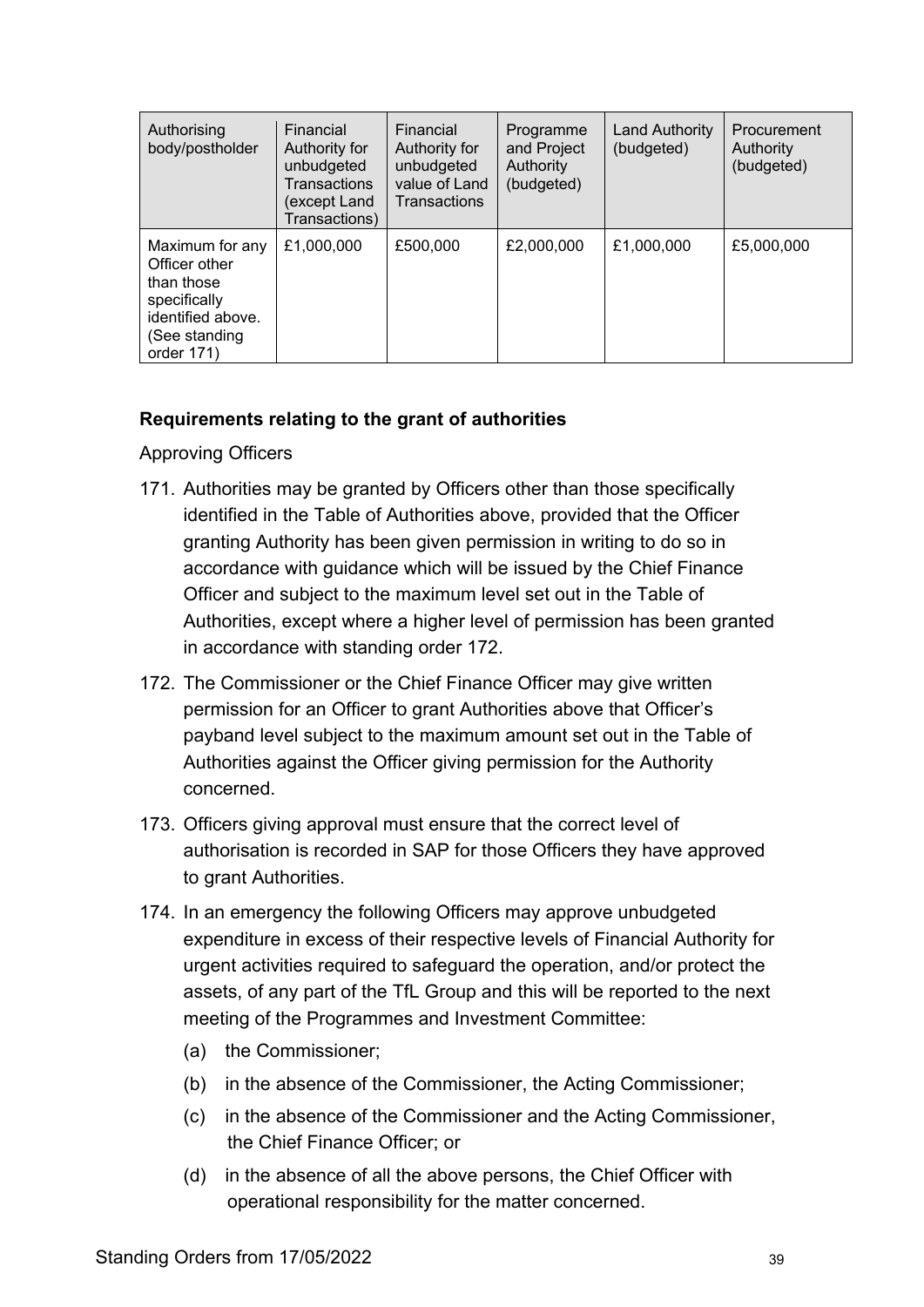| Authorising body/postholder | Financial Authority for unbudgeted Transactions (except Land Transactions) | Financial Authority for unbudgeted value of Land Transactions | Programme and Project Authority (budgeted) | Land Authority (budgeted) | Procurement Authority (budgeted) |
|---|---|---|---|---|---|
| Maximum for any Officer other than those specifically identified above. (See standing order 171) | £1,000,000 | £500,000 | £2,000,000 | £1,000,000 | £5,000,000 |

**Requirements relating to the grant of authorities**

Approving Officers

171. Authorities may be granted by Officers other than those specifically identified in the Table of Authorities above, provided that the Officer granting Authority has been given permission in writing to do so in accordance with guidance which will be issued by the Chief Finance Officer and subject to the maximum level set out in the Table of Authorities, except where a higher level of permission has been granted in accordance with standing order 172.

172. The Commissioner or the Chief Finance Officer may give written permission for an Officer to grant Authorities above that Officer's payband level subject to the maximum amount set out in the Table of Authorities against the Officer giving permission for the Authority concerned.

173. Officers giving approval must ensure that the correct level of authorisation is recorded in SAP for those Officers they have approved to grant Authorities.

174. In an emergency the following Officers may approve unbudgeted expenditure in excess of their respective levels of Financial Authority for urgent activities required to safeguard the operation, and/or protect the assets, of any part of the TfL Group and this will be reported to the next meeting of the Programmes and Investment Committee:

    (a) the Commissioner;

    (b) in the absence of the Commissioner, the Acting Commissioner;

    (c) in the absence of the Commissioner and the Acting Commissioner, the Chief Finance Officer; or

    (d) in the absence of all the above persons, the Chief Officer with operational responsibility for the matter concerned.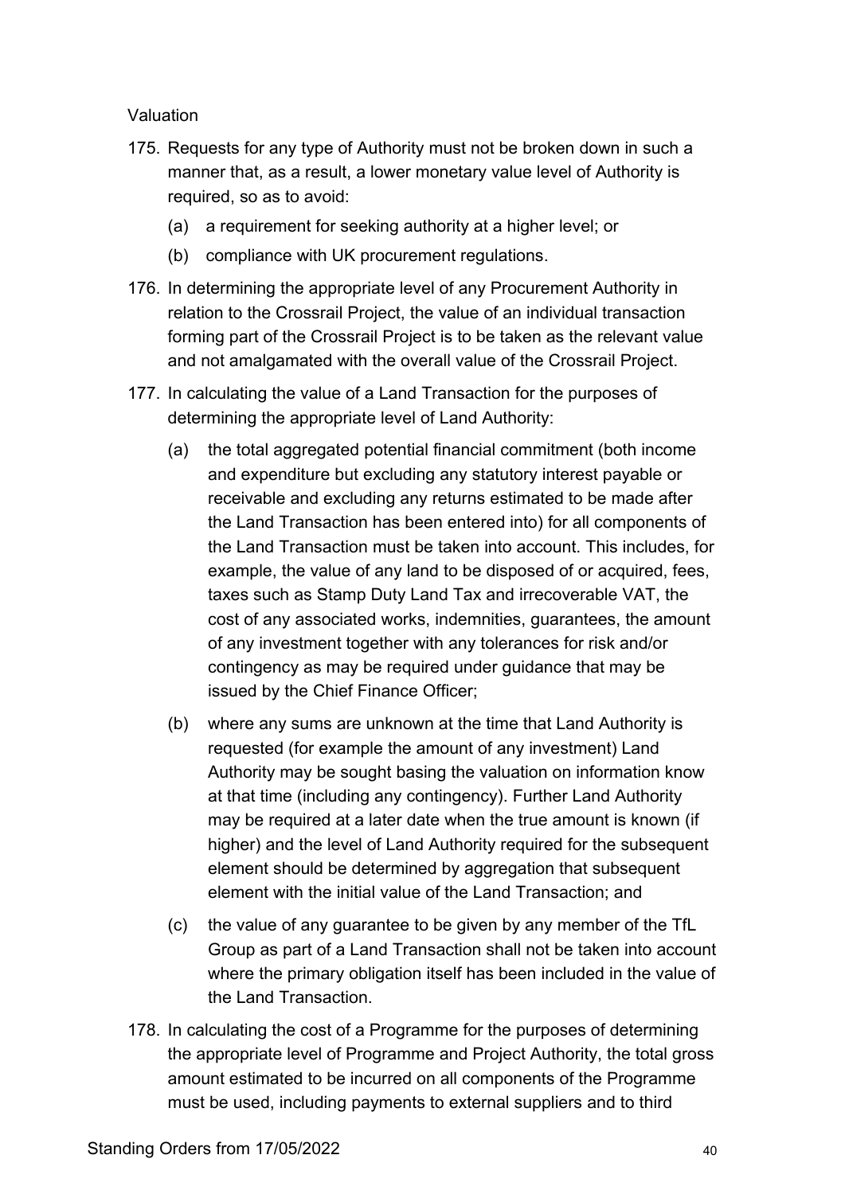Valuation

175. Requests for any type of Authority must not be broken down in such a manner that, as a result, a lower monetary value level of Authority is required, so as to avoid:

    (a) a requirement for seeking authority at a higher level; or

    (b) compliance with UK procurement regulations.

176. In determining the appropriate level of any Procurement Authority in relation to the Crossrail Project, the value of an individual transaction forming part of the Crossrail Project is to be taken as the relevant value and not amalgamated with the overall value of the Crossrail Project.

177. In calculating the value of a Land Transaction for the purposes of determining the appropriate level of Land Authority:

    (a) the total aggregated potential financial commitment (both income and expenditure but excluding any statutory interest payable or receivable and excluding any returns estimated to be made after the Land Transaction has been entered into) for all components of the Land Transaction must be taken into account. This includes, for example, the value of any land to be disposed of or acquired, fees, taxes such as Stamp Duty Land Tax and irrecoverable VAT, the cost of any associated works, indemnities, guarantees, the amount of any investment together with any tolerances for risk and/or contingency as may be required under guidance that may be issued by the Chief Finance Officer;

    (b) where any sums are unknown at the time that Land Authority is requested (for example the amount of any investment) Land Authority may be sought basing the valuation on information know at that time (including any contingency). Further Land Authority may be required at a later date when the true amount is known (if higher) and the level of Land Authority required for the subsequent element should be determined by aggregation that subsequent element with the initial value of the Land Transaction; and

    (c) the value of any guarantee to be given by any member of the TfL Group as part of a Land Transaction shall not be taken into account where the primary obligation itself has been included in the value of the Land Transaction.

178. In calculating the cost of a Programme for the purposes of determining the appropriate level of Programme and Project Authority, the total gross amount estimated to be incurred on all components of the Programme must be used, including payments to external suppliers and to third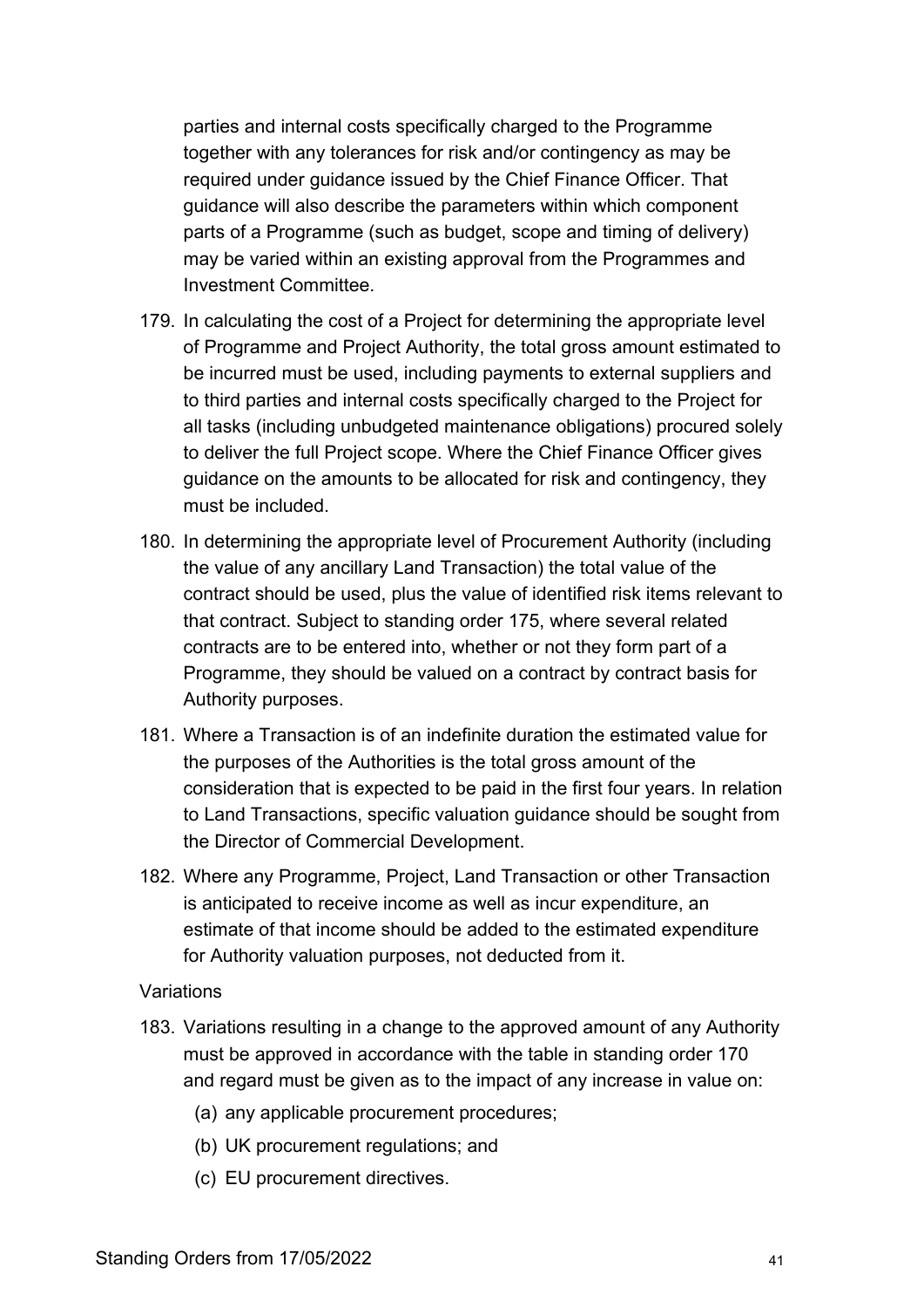parties and internal costs specifically charged to the Programme together with any tolerances for risk and/or contingency as may be required under guidance issued by the Chief Finance Officer. That guidance will also describe the parameters within which component parts of a Programme (such as budget, scope and timing of delivery) may be varied within an existing approval from the Programmes and Investment Committee.

179. In calculating the cost of a Project for determining the appropriate level of Programme and Project Authority, the total gross amount estimated to be incurred must be used, including payments to external suppliers and to third parties and internal costs specifically charged to the Project for all tasks (including unbudgeted maintenance obligations) procured solely to deliver the full Project scope. Where the Chief Finance Officer gives guidance on the amounts to be allocated for risk and contingency, they must be included.

180. In determining the appropriate level of Procurement Authority (including the value of any ancillary Land Transaction) the total value of the contract should be used, plus the value of identified risk items relevant to that contract. Subject to standing order 175, where several related contracts are to be entered into, whether or not they form part of a Programme, they should be valued on a contract by contract basis for Authority purposes.

181. Where a Transaction is of an indefinite duration the estimated value for the purposes of the Authorities is the total gross amount of the consideration that is expected to be paid in the first four years. In relation to Land Transactions, specific valuation guidance should be sought from the Director of Commercial Development.

182. Where any Programme, Project, Land Transaction or other Transaction is anticipated to receive income as well as incur expenditure, an estimate of that income should be added to the estimated expenditure for Authority valuation purposes, not deducted from it.

Variations

183. Variations resulting in a change to the approved amount of any Authority must be approved in accordance with the table in standing order 170 and regard must be given as to the impact of any increase in value on:
    (a) any applicable procurement procedures;
    (b) UK procurement regulations; and
    (c) EU procurement directives.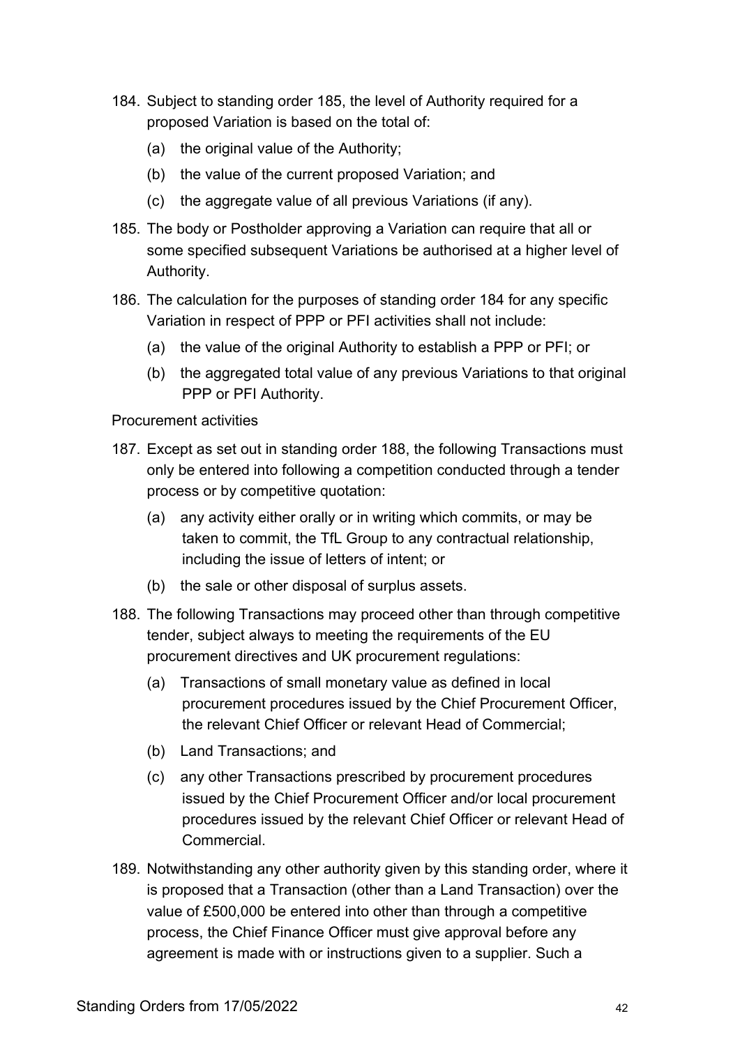184. Subject to standing order 185, the level of Authority required for a proposed Variation is based on the total of:

    (a) the original value of the Authority;

    (b) the value of the current proposed Variation; and

    (c) the aggregate value of all previous Variations (if any).

185. The body or Postholder approving a Variation can require that all or some specified subsequent Variations be authorised at a higher level of Authority.

186. The calculation for the purposes of standing order 184 for any specific Variation in respect of PPP or PFI activities shall not include:

    (a) the value of the original Authority to establish a PPP or PFI; or

    (b) the aggregated total value of any previous Variations to that original PPP or PFI Authority.

Procurement activities

187. Except as set out in standing order 188, the following Transactions must only be entered into following a competition conducted through a tender process or by competitive quotation:

    (a) any activity either orally or in writing which commits, or may be taken to commit, the TfL Group to any contractual relationship, including the issue of letters of intent; or

    (b) the sale or other disposal of surplus assets.

188. The following Transactions may proceed other than through competitive tender, subject always to meeting the requirements of the EU procurement directives and UK procurement regulations:

    (a) Transactions of small monetary value as defined in local procurement procedures issued by the Chief Procurement Officer, the relevant Chief Officer or relevant Head of Commercial;

    (b) Land Transactions; and

    (c) any other Transactions prescribed by procurement procedures issued by the Chief Procurement Officer and/or local procurement procedures issued by the relevant Chief Officer or relevant Head of Commercial.

189. Notwithstanding any other authority given by this standing order, where it is proposed that a Transaction (other than a Land Transaction) over the value of £500,000 be entered into other than through a competitive process, the Chief Finance Officer must give approval before any agreement is made with or instructions given to a supplier. Such a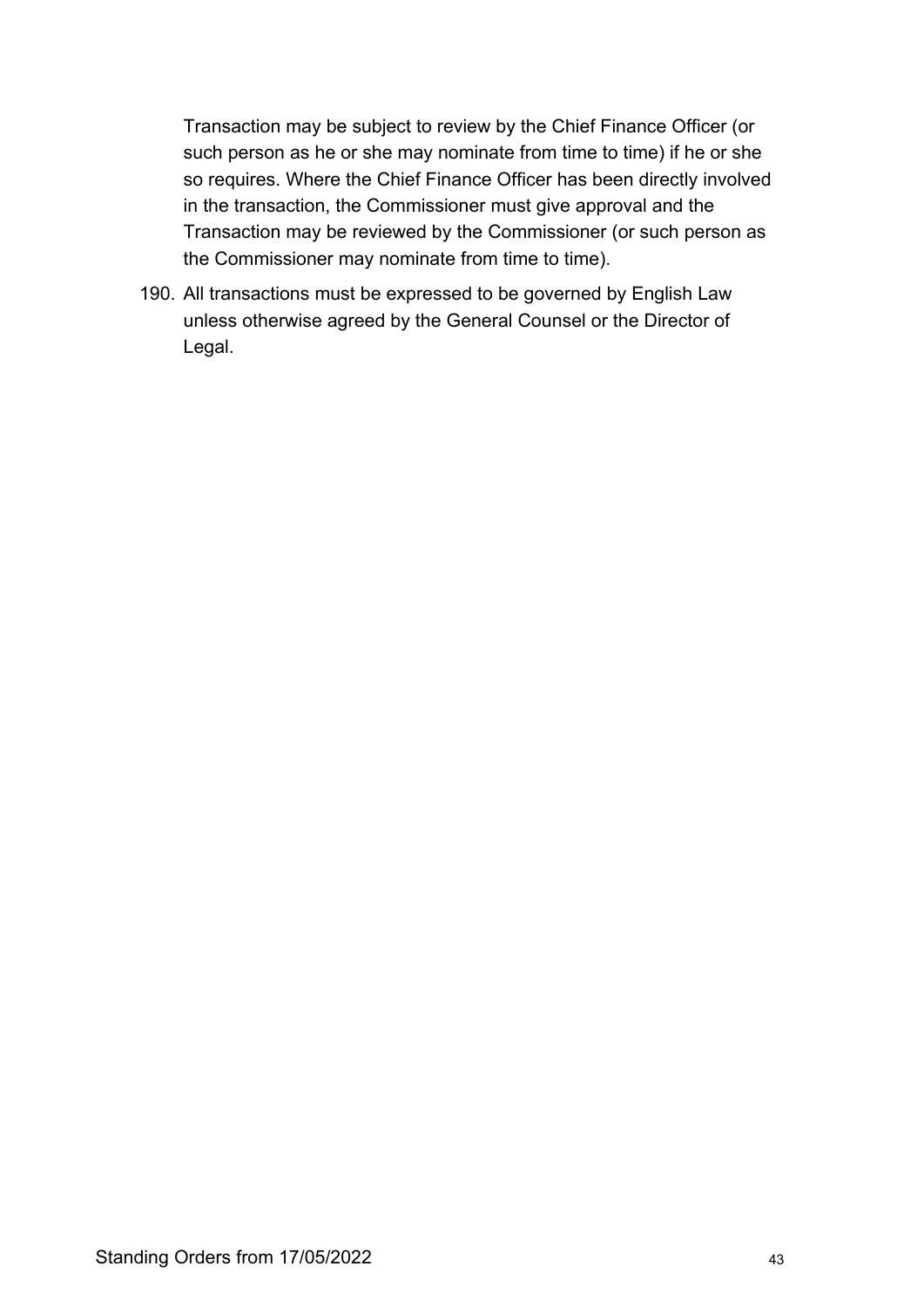Transaction may be subject to review by the Chief Finance Officer (or such person as he or she may nominate from time to time) if he or she so requires. Where the Chief Finance Officer has been directly involved in the transaction, the Commissioner must give approval and the Transaction may be reviewed by the Commissioner (or such person as the Commissioner may nominate from time to time).

190. All transactions must be expressed to be governed by English Law unless otherwise agreed by the General Counsel or the Director of Legal.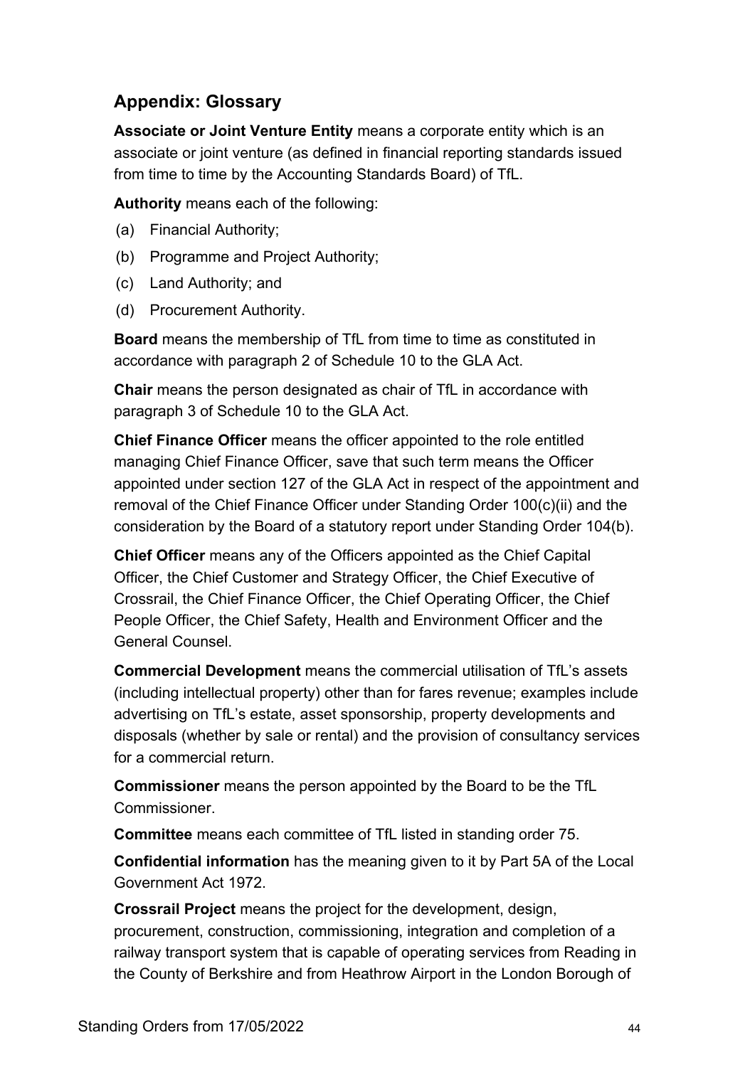## Appendix: Glossary

**Associate or Joint Venture Entity** means a corporate entity which is an associate or joint venture (as defined in financial reporting standards issued from time to time by the Accounting Standards Board) of TfL.

**Authority** means each of the following:

(a) Financial Authority;

(b) Programme and Project Authority;

(c) Land Authority; and

(d) Procurement Authority.

**Board** means the membership of TfL from time to time as constituted in accordance with paragraph 2 of Schedule 10 to the GLA Act.

**Chair** means the person designated as chair of TfL in accordance with paragraph 3 of Schedule 10 to the GLA Act.

**Chief Finance Officer** means the officer appointed to the role entitled managing Chief Finance Officer, save that such term means the Officer appointed under section 127 of the GLA Act in respect of the appointment and removal of the Chief Finance Officer under Standing Order 100(c)(ii) and the consideration by the Board of a statutory report under Standing Order 104(b).

**Chief Officer** means any of the Officers appointed as the Chief Capital Officer, the Chief Customer and Strategy Officer, the Chief Executive of Crossrail, the Chief Finance Officer, the Chief Operating Officer, the Chief People Officer, the Chief Safety, Health and Environment Officer and the General Counsel.

**Commercial Development** means the commercial utilisation of TfL's assets (including intellectual property) other than for fares revenue; examples include advertising on TfL's estate, asset sponsorship, property developments and disposals (whether by sale or rental) and the provision of consultancy services for a commercial return.

**Commissioner** means the person appointed by the Board to be the TfL Commissioner.

**Committee** means each committee of TfL listed in standing order 75.

**Confidential information** has the meaning given to it by Part 5A of the Local Government Act 1972.

**Crossrail Project** means the project for the development, design, procurement, construction, commissioning, integration and completion of a railway transport system that is capable of operating services from Reading in the County of Berkshire and from Heathrow Airport in the London Borough of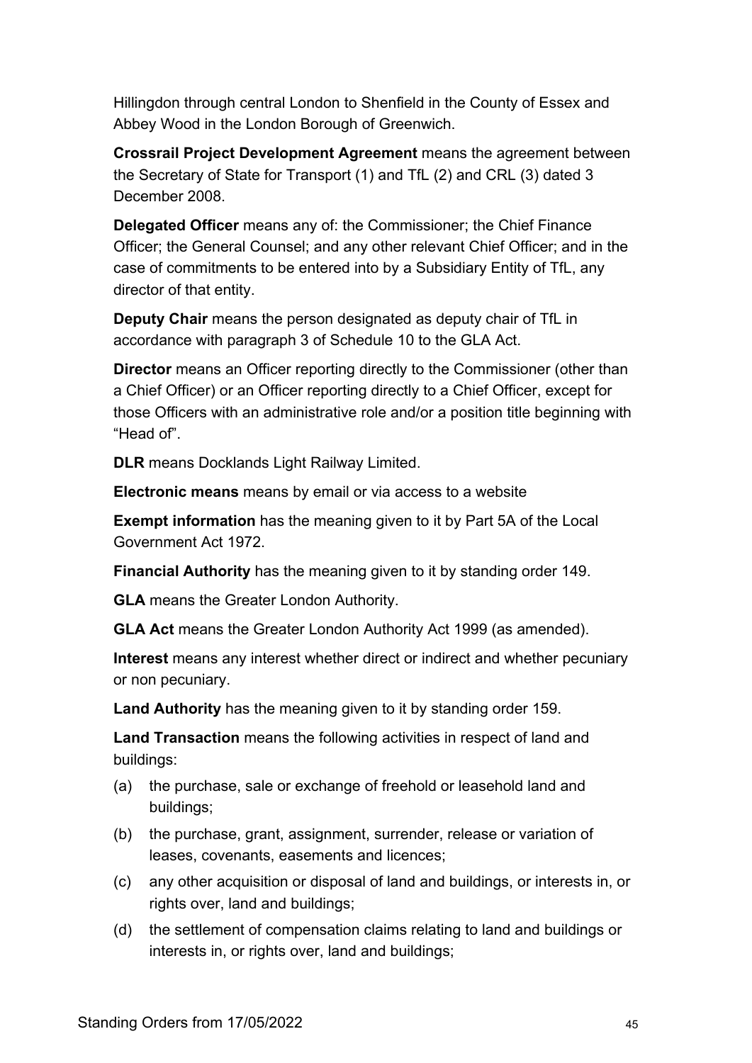Hillingdon through central London to Shenfield in the County of Essex and Abbey Wood in the London Borough of Greenwich.

**Crossrail Project Development Agreement** means the agreement between the Secretary of State for Transport (1) and TfL (2) and CRL (3) dated 3 December 2008.

**Delegated Officer** means any of: the Commissioner; the Chief Finance Officer; the General Counsel; and any other relevant Chief Officer; and in the case of commitments to be entered into by a Subsidiary Entity of TfL, any director of that entity.

**Deputy Chair** means the person designated as deputy chair of TfL in accordance with paragraph 3 of Schedule 10 to the GLA Act.

**Director** means an Officer reporting directly to the Commissioner (other than a Chief Officer) or an Officer reporting directly to a Chief Officer, except for those Officers with an administrative role and/or a position title beginning with "Head of".

**DLR** means Docklands Light Railway Limited.

**Electronic means** means by email or via access to a website

**Exempt information** has the meaning given to it by Part 5A of the Local Government Act 1972.

**Financial Authority** has the meaning given to it by standing order 149.

**GLA** means the Greater London Authority.

**GLA Act** means the Greater London Authority Act 1999 (as amended).

**Interest** means any interest whether direct or indirect and whether pecuniary or non pecuniary.

**Land Authority** has the meaning given to it by standing order 159.

**Land Transaction** means the following activities in respect of land and buildings:

(a) the purchase, sale or exchange of freehold or leasehold land and buildings;

(b) the purchase, grant, assignment, surrender, release or variation of leases, covenants, easements and licences;

(c) any other acquisition or disposal of land and buildings, or interests in, or rights over, land and buildings;

(d) the settlement of compensation claims relating to land and buildings or interests in, or rights over, land and buildings;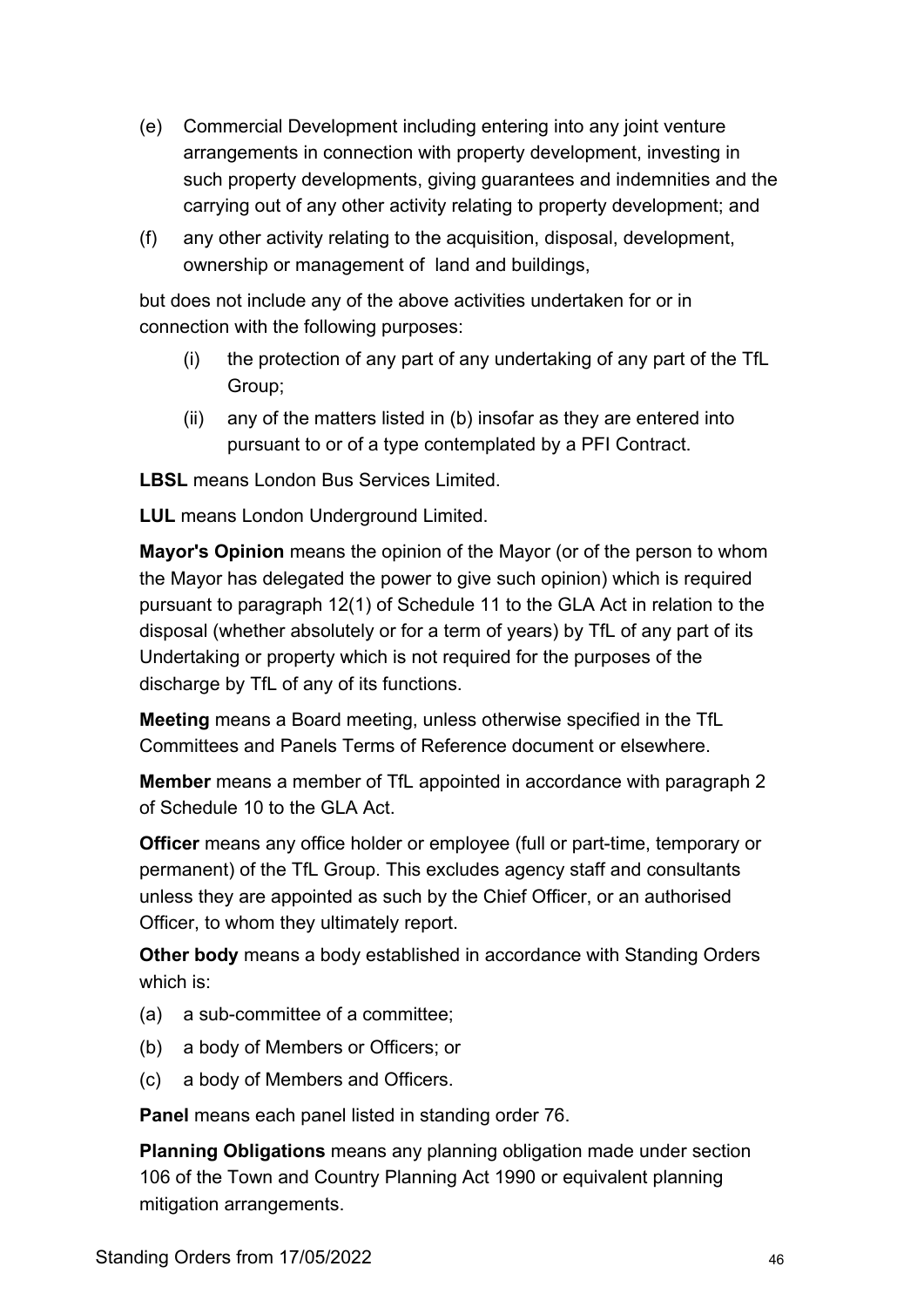(e) Commercial Development including entering into any joint venture arrangements in connection with property development, investing in such property developments, giving guarantees and indemnities and the carrying out of any other activity relating to property development; and

(f) any other activity relating to the acquisition, disposal, development, ownership or management of land and buildings,

but does not include any of the above activities undertaken for or in connection with the following purposes:

(i) the protection of any part of any undertaking of any part of the TfL Group;

(ii) any of the matters listed in (b) insofar as they are entered into pursuant to or of a type contemplated by a PFI Contract.

**LBSL** means London Bus Services Limited.

**LUL** means London Underground Limited.

**Mayor's Opinion** means the opinion of the Mayor (or of the person to whom the Mayor has delegated the power to give such opinion) which is required pursuant to paragraph 12(1) of Schedule 11 to the GLA Act in relation to the disposal (whether absolutely or for a term of years) by TfL of any part of its Undertaking or property which is not required for the purposes of the discharge by TfL of any of its functions.

**Meeting** means a Board meeting, unless otherwise specified in the TfL Committees and Panels Terms of Reference document or elsewhere.

**Member** means a member of TfL appointed in accordance with paragraph 2 of Schedule 10 to the GLA Act.

**Officer** means any office holder or employee (full or part-time, temporary or permanent) of the TfL Group. This excludes agency staff and consultants unless they are appointed as such by the Chief Officer, or an authorised Officer, to whom they ultimately report.

**Other body** means a body established in accordance with Standing Orders which is:

(a) a sub-committee of a committee;

(b) a body of Members or Officers; or

(c) a body of Members and Officers.

**Panel** means each panel listed in standing order 76.

**Planning Obligations** means any planning obligation made under section 106 of the Town and Country Planning Act 1990 or equivalent planning mitigation arrangements.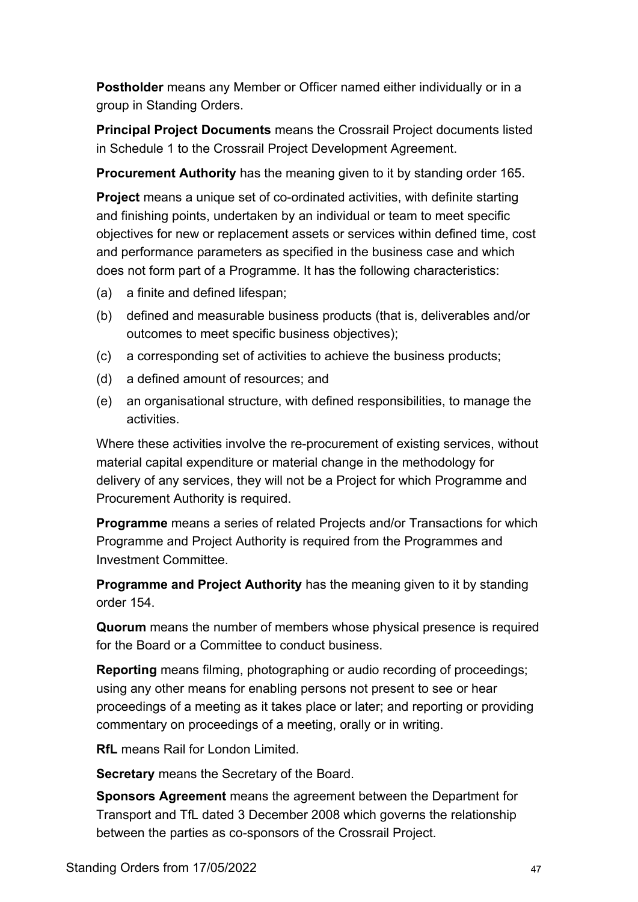**Postholder** means any Member or Officer named either individually or in a group in Standing Orders.

**Principal Project Documents** means the Crossrail Project documents listed in Schedule 1 to the Crossrail Project Development Agreement.

**Procurement Authority** has the meaning given to it by standing order 165.

**Project** means a unique set of co-ordinated activities, with definite starting and finishing points, undertaken by an individual or team to meet specific objectives for new or replacement assets or services within defined time, cost and performance parameters as specified in the business case and which does not form part of a Programme. It has the following characteristics:

(a) a finite and defined lifespan;

(b) defined and measurable business products (that is, deliverables and/or outcomes to meet specific business objectives);

(c) a corresponding set of activities to achieve the business products;

(d) a defined amount of resources; and

(e) an organisational structure, with defined responsibilities, to manage the activities.

Where these activities involve the re-procurement of existing services, without material capital expenditure or material change in the methodology for delivery of any services, they will not be a Project for which Programme and Procurement Authority is required.

**Programme** means a series of related Projects and/or Transactions for which Programme and Project Authority is required from the Programmes and Investment Committee.

**Programme and Project Authority** has the meaning given to it by standing order 154.

**Quorum** means the number of members whose physical presence is required for the Board or a Committee to conduct business.

**Reporting** means filming, photographing or audio recording of proceedings; using any other means for enabling persons not present to see or hear proceedings of a meeting as it takes place or later; and reporting or providing commentary on proceedings of a meeting, orally or in writing.

**RfL** means Rail for London Limited.

**Secretary** means the Secretary of the Board.

**Sponsors Agreement** means the agreement between the Department for Transport and TfL dated 3 December 2008 which governs the relationship between the parties as co-sponsors of the Crossrail Project.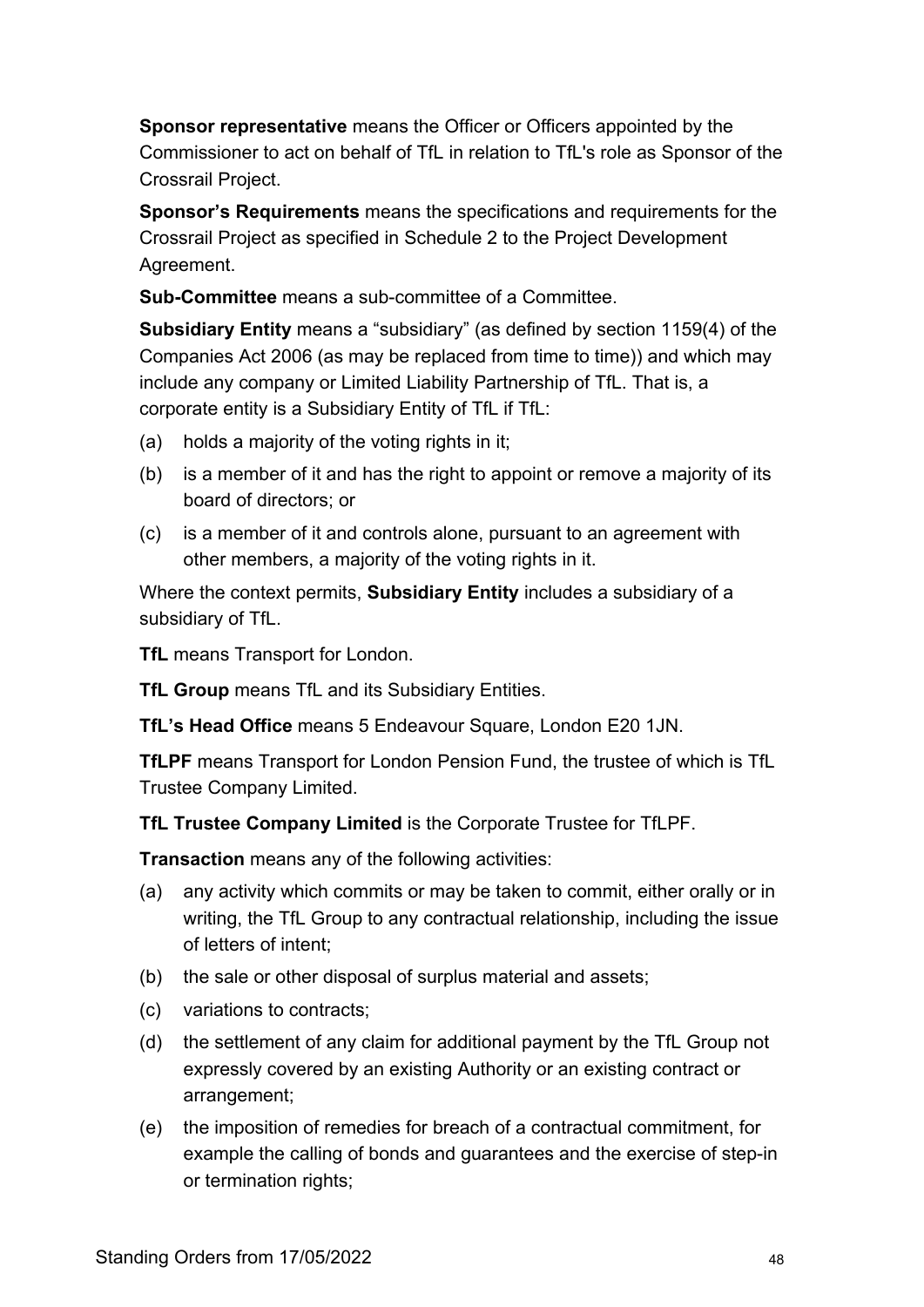**Sponsor representative** means the Officer or Officers appointed by the Commissioner to act on behalf of TfL in relation to TfL's role as Sponsor of the Crossrail Project.

**Sponsor's Requirements** means the specifications and requirements for the Crossrail Project as specified in Schedule 2 to the Project Development Agreement.

**Sub-Committee** means a sub-committee of a Committee.

**Subsidiary Entity** means a "subsidiary" (as defined by section 1159(4) of the Companies Act 2006 (as may be replaced from time to time)) and which may include any company or Limited Liability Partnership of TfL. That is, a corporate entity is a Subsidiary Entity of TfL if TfL:

(a) holds a majority of the voting rights in it;

(b) is a member of it and has the right to appoint or remove a majority of its board of directors; or

(c) is a member of it and controls alone, pursuant to an agreement with other members, a majority of the voting rights in it.

Where the context permits, **Subsidiary Entity** includes a subsidiary of a subsidiary of TfL.

**TfL** means Transport for London.

**TfL Group** means TfL and its Subsidiary Entities.

**TfL's Head Office** means 5 Endeavour Square, London E20 1JN.

**TfLPF** means Transport for London Pension Fund, the trustee of which is TfL Trustee Company Limited.

**TfL Trustee Company Limited** is the Corporate Trustee for TfLPF.

**Transaction** means any of the following activities:

(a) any activity which commits or may be taken to commit, either orally or in writing, the TfL Group to any contractual relationship, including the issue of letters of intent;

(b) the sale or other disposal of surplus material and assets;

(c) variations to contracts;

(d) the settlement of any claim for additional payment by the TfL Group not expressly covered by an existing Authority or an existing contract or arrangement;

(e) the imposition of remedies for breach of a contractual commitment, for example the calling of bonds and guarantees and the exercise of step-in or termination rights;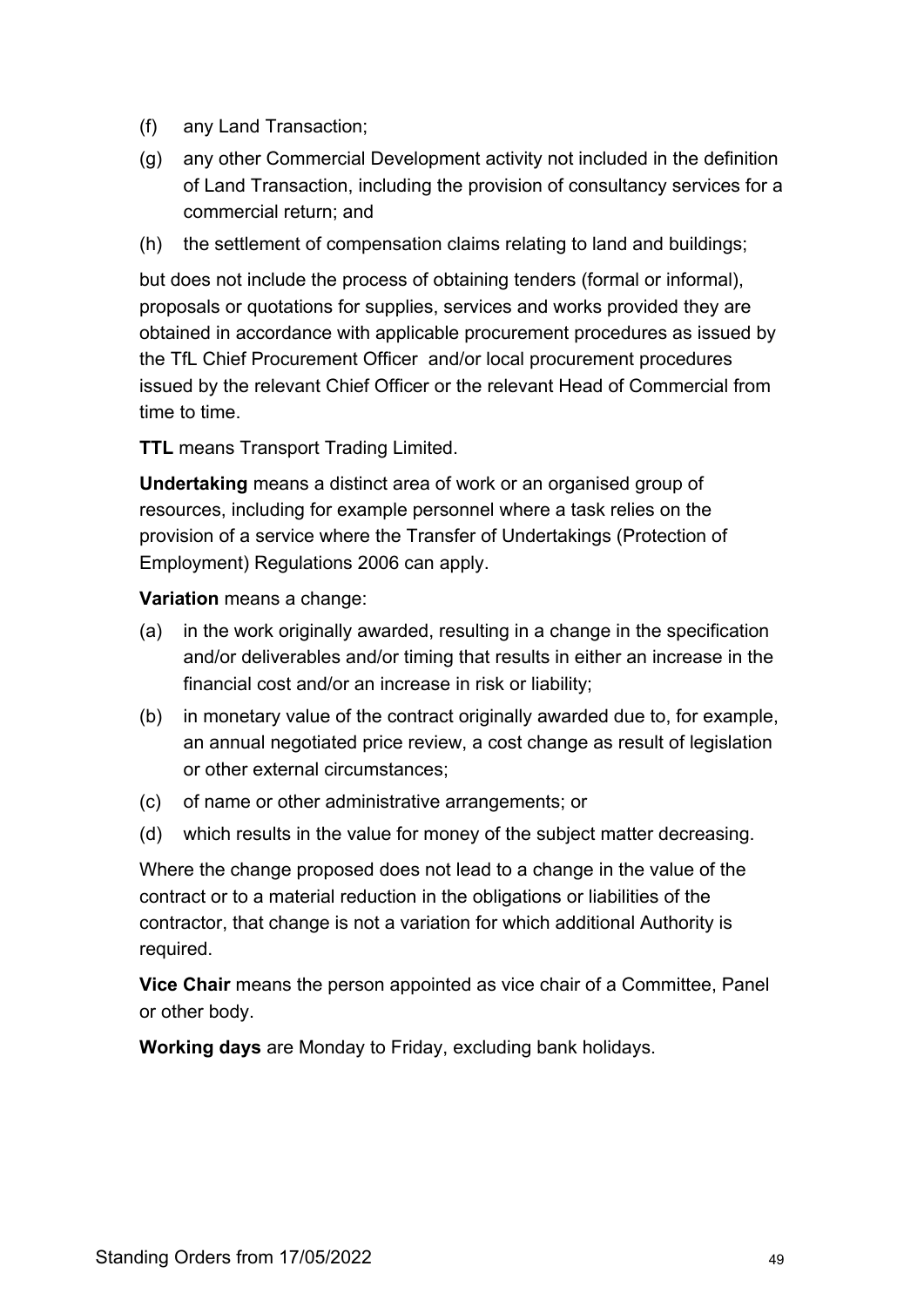(f) any Land Transaction;

(g) any other Commercial Development activity not included in the definition of Land Transaction, including the provision of consultancy services for a commercial return; and

(h) the settlement of compensation claims relating to land and buildings;

but does not include the process of obtaining tenders (formal or informal), proposals or quotations for supplies, services and works provided they are obtained in accordance with applicable procurement procedures as issued by the TfL Chief Procurement Officer and/or local procurement procedures issued by the relevant Chief Officer or the relevant Head of Commercial from time to time.

**TTL** means Transport Trading Limited.

**Undertaking** means a distinct area of work or an organised group of resources, including for example personnel where a task relies on the provision of a service where the Transfer of Undertakings (Protection of Employment) Regulations 2006 can apply.

**Variation** means a change:

(a) in the work originally awarded, resulting in a change in the specification and/or deliverables and/or timing that results in either an increase in the financial cost and/or an increase in risk or liability;

(b) in monetary value of the contract originally awarded due to, for example, an annual negotiated price review, a cost change as result of legislation or other external circumstances;

(c) of name or other administrative arrangements; or

(d) which results in the value for money of the subject matter decreasing.

Where the change proposed does not lead to a change in the value of the contract or to a material reduction in the obligations or liabilities of the contractor, that change is not a variation for which additional Authority is required.

**Vice Chair** means the person appointed as vice chair of a Committee, Panel or other body.

**Working days** are Monday to Friday, excluding bank holidays.